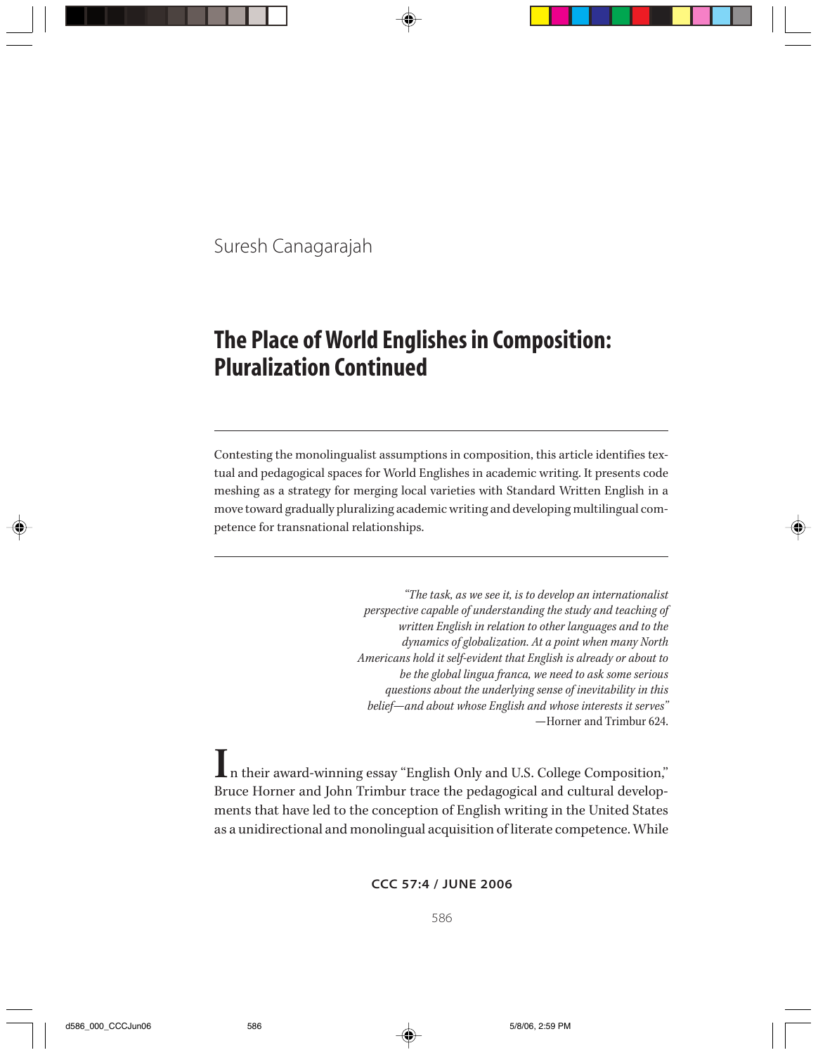Suresh Canagarajah

# The Place of World Englishes in Composition: Pluralization Continued

Contesting the monolingualist assumptions in composition, this article identifies textual and pedagogical spaces for World Englishes in academic writing. It presents code meshing as a strategy for merging local varieties with Standard Written English in a move toward gradually pluralizing academic writing and developing multilingual competence for transnational relationships.

> *"The task, as we see it, is to develop an internationalist perspective capable of understanding the study and teaching of written English in relation to other languages and to the dynamics of globalization. At a point when many North Americans hold it self-evident that English is already or about to be the global lingua franca, we need to ask some serious questions about the underlying sense of inevitability in this belief—and about whose English and whose interests it serves"*
> —Horner and Trimbur 624.

In their award-winning essay "English Only and U.S. College Composition," Bruce Horner and John Trimbur trace the pedagogical and cultural developments that have led to the conception of English writing in the United States as a unidirectional and monolingual acquisition of literate competence. While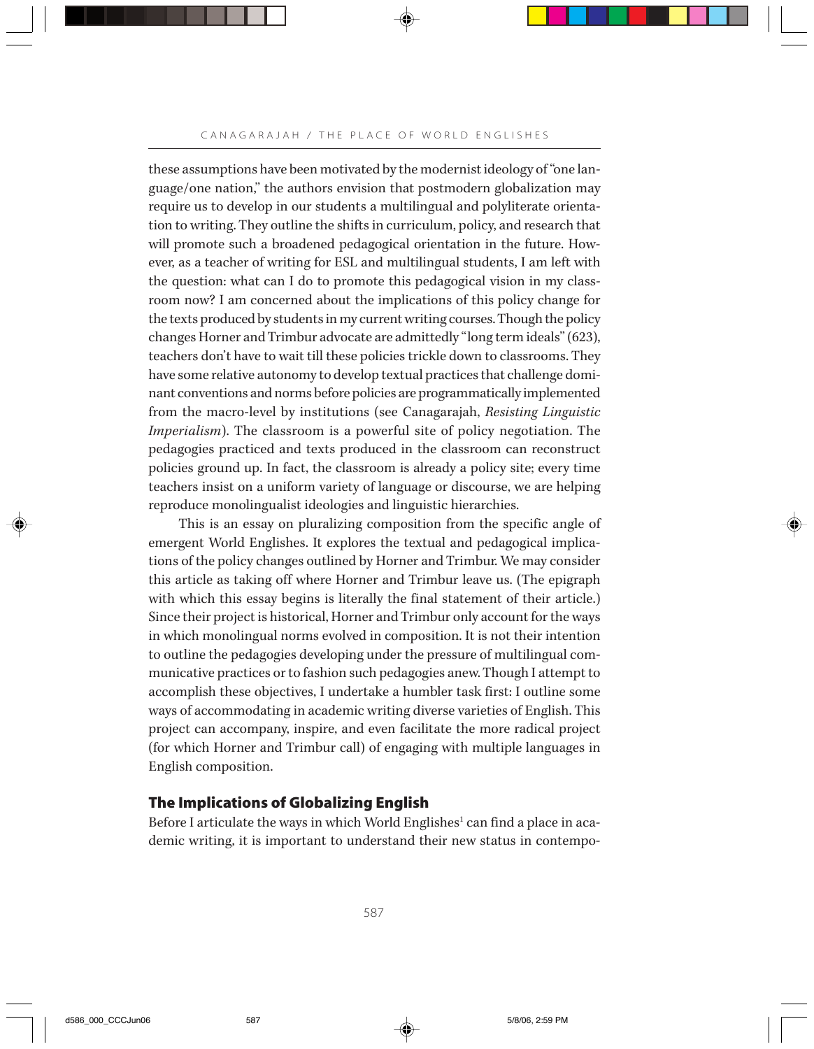these assumptions have been motivated by the modernist ideology of "one language/one nation," the authors envision that postmodern globalization may require us to develop in our students a multilingual and polyliterate orientation to writing. They outline the shifts in curriculum, policy, and research that will promote such a broadened pedagogical orientation in the future. However, as a teacher of writing for ESL and multilingual students, I am left with the question: what can I do to promote this pedagogical vision in my classroom now? I am concerned about the implications of this policy change for the texts produced by students in my current writing courses. Though the policy changes Horner and Trimbur advocate are admittedly "long term ideals" (623), teachers don't have to wait till these policies trickle down to classrooms. They have some relative autonomy to develop textual practices that challenge dominant conventions and norms before policies are programmatically implemented from the macro-level by institutions (see Canagarajah, *Resisting Linguistic Imperialism*). The classroom is a powerful site of policy negotiation. The pedagogies practiced and texts produced in the classroom can reconstruct policies ground up. In fact, the classroom is already a policy site; every time teachers insist on a uniform variety of language or discourse, we are helping reproduce monolingualist ideologies and linguistic hierarchies.

This is an essay on pluralizing composition from the specific angle of emergent World Englishes. It explores the textual and pedagogical implications of the policy changes outlined by Horner and Trimbur. We may consider this article as taking off where Horner and Trimbur leave us. (The epigraph with which this essay begins is literally the final statement of their article.) Since their project is historical, Horner and Trimbur only account for the ways in which monolingual norms evolved in composition. It is not their intention to outline the pedagogies developing under the pressure of multilingual communicative practices or to fashion such pedagogies anew. Though I attempt to accomplish these objectives, I undertake a humbler task first: I outline some ways of accommodating in academic writing diverse varieties of English. This project can accompany, inspire, and even facilitate the more radical project (for which Horner and Trimbur call) of engaging with multiple languages in English composition.

## The Implications of Globalizing English

Before I articulate the ways in which World Englishes[1] can find a place in academic writing, it is important to understand their new status in contempo-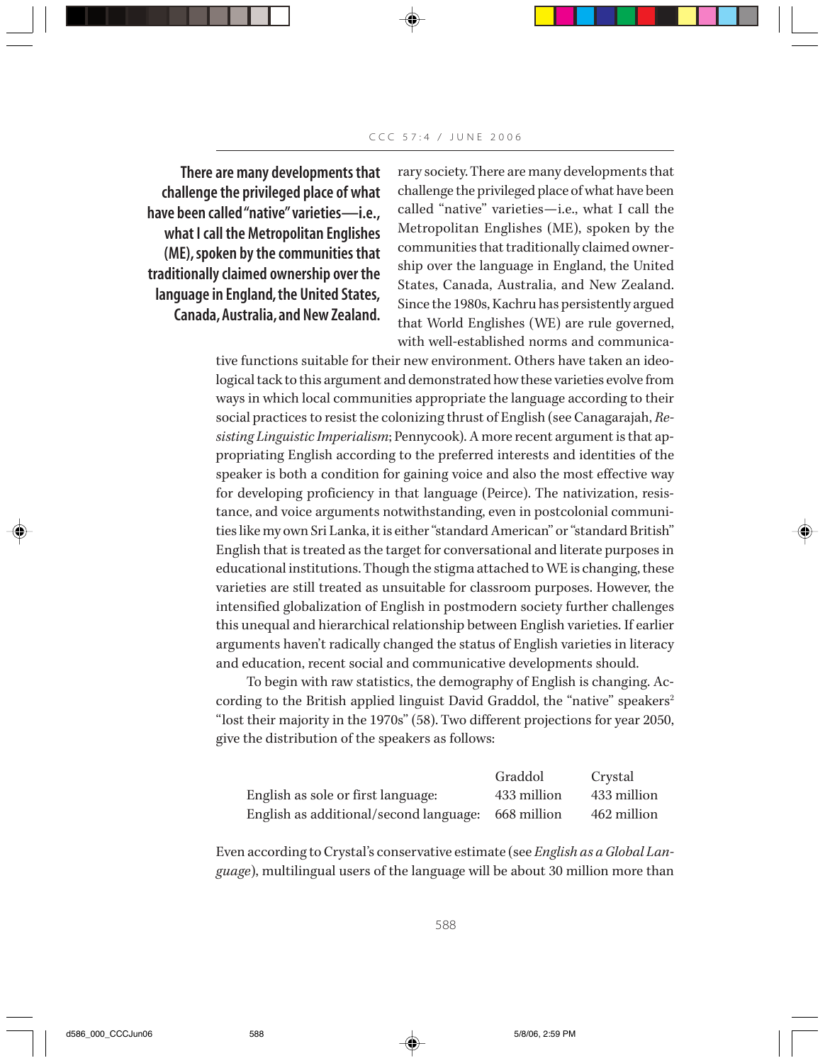rary society. There are many developments that challenge the privileged place of what have been called "native" varieties—i.e., what I call the Metropolitan Englishes (ME), spoken by the communities that traditionally claimed ownership over the language in England, the United States, Canada, Australia, and New Zealand. Since the 1980s, Kachru has persistently argued that World Englishes (WE) are rule governed, with well-established norms and communicative functions suitable for their new environment. Others have taken an ideological tack to this argument and demonstrated how these varieties evolve from ways in which local communities appropriate the language according to their social practices to resist the colonizing thrust of English (see Canagarajah, *Resisting Linguistic Imperialism*; Pennycook). A more recent argument is that appropriating English according to the preferred interests and identities of the speaker is both a condition for gaining voice and also the most effective way for developing proficiency in that language (Peirce). The nativization, resistance, and voice arguments notwithstanding, even in postcolonial communities like my own Sri Lanka, it is either "standard American" or "standard British" English that is treated as the target for conversational and literate purposes in educational institutions. Though the stigma attached to WE is changing, these varieties are still treated as unsuitable for classroom purposes. However, the intensified globalization of English in postmodern society further challenges this unequal and hierarchical relationship between English varieties. If earlier arguments haven't radically changed the status of English varieties in literacy and education, recent social and communicative developments should.

**There are many developments that challenge the privileged place of what have been called "native" varieties—i.e., what I call the Metropolitan Englishes (ME), spoken by the communities that traditionally claimed ownership over the language in England, the United States, Canada, Australia, and New Zealand.**

To begin with raw statistics, the demography of English is changing. According to the British applied linguist David Graddol, the "native" speakers[2] "lost their majority in the 1970s" (58). Two different projections for year 2050, give the distribution of the speakers as follows:

| | Graddol | Crystal |
|---|---|---|
| English as sole or first language: | 433 million | 433 million |
| English as additional/second language: | 668 million | 462 million |

Even according to Crystal's conservative estimate (see *English as a Global Language*), multilingual users of the language will be about 30 million more than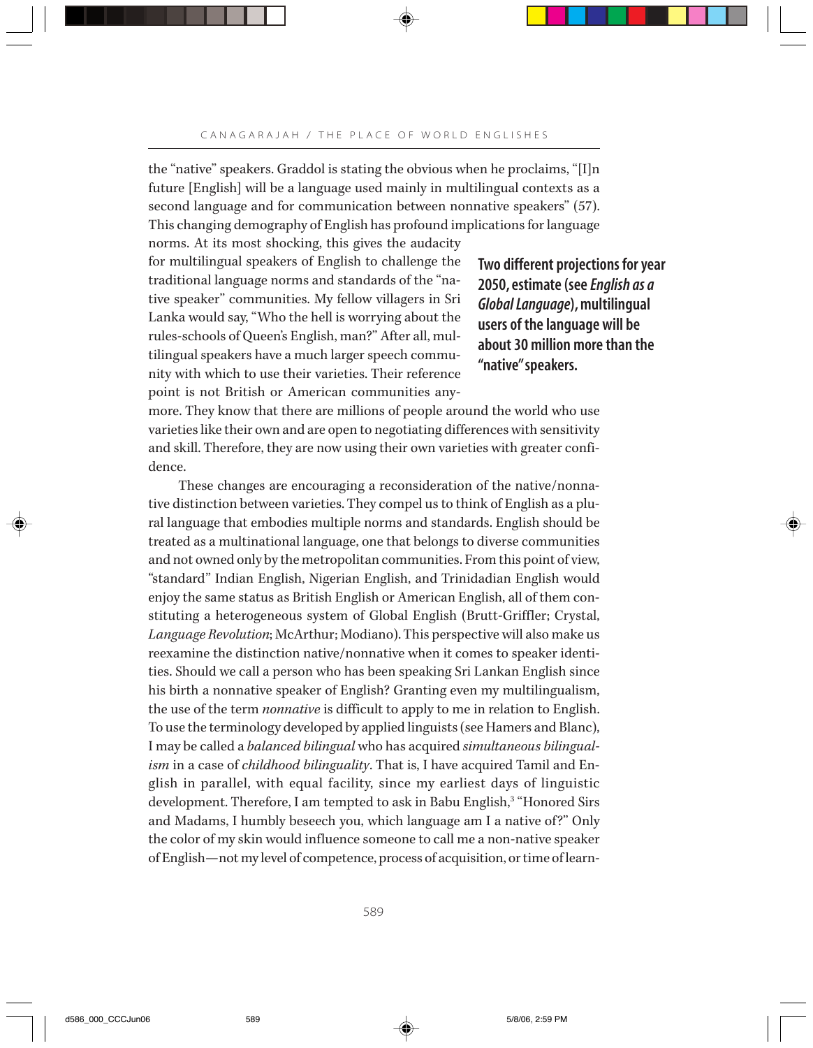the "native" speakers. Graddol is stating the obvious when he proclaims, "[I]n future [English] will be a language used mainly in multilingual contexts as a second language and for communication between nonnative speakers" (57). This changing demography of English has profound implications for language norms. At its most shocking, this gives the audacity for multilingual speakers of English to challenge the traditional language norms and standards of the "native speaker" communities. My fellow villagers in Sri Lanka would say, "Who the hell is worrying about the rules-schools of Queen's English, man?" After all, multilingual speakers have a much larger speech community with which to use their varieties. Their reference point is not British or American communities anymore. They know that there are millions of people around the world who use varieties like their own and are open to negotiating differences with sensitivity and skill. Therefore, they are now using their own varieties with greater confidence.

**Two different projections for year 2050, estimate (see *English as a Global Language*), multilingual users of the language will be about 30 million more than the "native" speakers.**

These changes are encouraging a reconsideration of the native/nonnative distinction between varieties. They compel us to think of English as a plural language that embodies multiple norms and standards. English should be treated as a multinational language, one that belongs to diverse communities and not owned only by the metropolitan communities. From this point of view, "standard" Indian English, Nigerian English, and Trinidadian English would enjoy the same status as British English or American English, all of them constituting a heterogeneous system of Global English (Brutt-Griffler; Crystal, *Language Revolution*; McArthur; Modiano). This perspective will also make us reexamine the distinction native/nonnative when it comes to speaker identities. Should we call a person who has been speaking Sri Lankan English since his birth a nonnative speaker of English? Granting even my multilingualism, the use of the term *nonnative* is difficult to apply to me in relation to English. To use the terminology developed by applied linguists (see Hamers and Blanc), I may be called a *balanced bilingual* who has acquired *simultaneous bilingualism* in a case of *childhood bilinguality*. That is, I have acquired Tamil and English in parallel, with equal facility, since my earliest days of linguistic development. Therefore, I am tempted to ask in Babu English,[3] "Honored Sirs and Madams, I humbly beseech you, which language am I a native of?" Only the color of my skin would influence someone to call me a non-native speaker of English—not my level of competence, process of acquisition, or time of learn-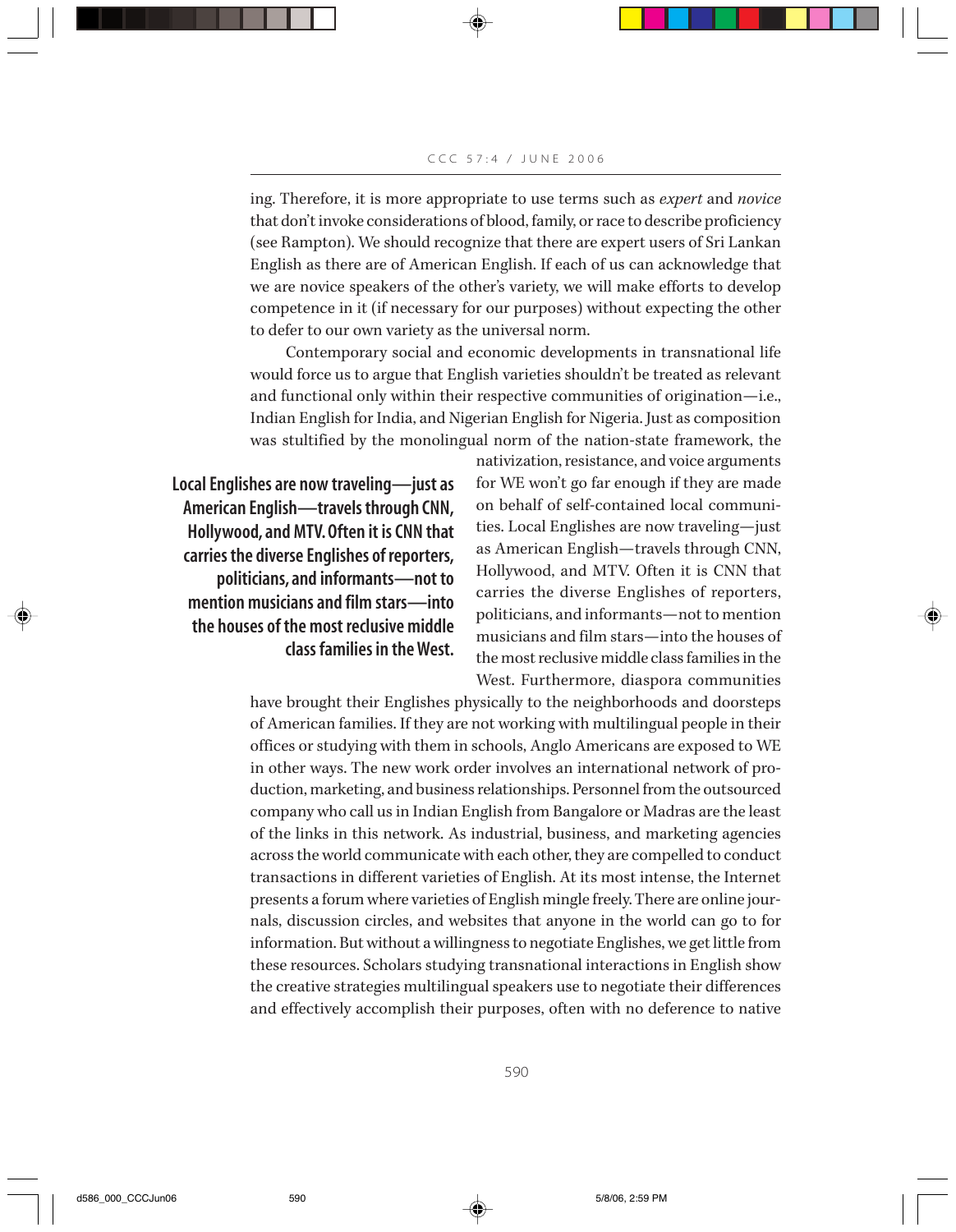ing. Therefore, it is more appropriate to use terms such as *expert* and *novice* that don't invoke considerations of blood, family, or race to describe proficiency (see Rampton). We should recognize that there are expert users of Sri Lankan English as there are of American English. If each of us can acknowledge that we are novice speakers of the other's variety, we will make efforts to develop competence in it (if necessary for our purposes) without expecting the other to defer to our own variety as the universal norm.

Contemporary social and economic developments in transnational life would force us to argue that English varieties shouldn't be treated as relevant and functional only within their respective communities of origination—i.e., Indian English for India, and Nigerian English for Nigeria. Just as composition was stultified by the monolingual norm of the nation-state framework, the nativization, resistance, and voice arguments for WE won't go far enough if they are made on behalf of self-contained local communities. Local Englishes are now traveling—just as American English—travels through CNN, Hollywood, and MTV. Often it is CNN that carries the diverse Englishes of reporters, politicians, and informants—not to mention musicians and film stars—into the houses of the most reclusive middle class families in the West. Furthermore, diaspora communities have brought their Englishes physically to the neighborhoods and doorsteps of American families. If they are not working with multilingual people in their offices or studying with them in schools, Anglo Americans are exposed to WE in other ways. The new work order involves an international network of production, marketing, and business relationships. Personnel from the outsourced company who call us in Indian English from Bangalore or Madras are the least of the links in this network. As industrial, business, and marketing agencies across the world communicate with each other, they are compelled to conduct transactions in different varieties of English. At its most intense, the Internet presents a forum where varieties of English mingle freely. There are online journals, discussion circles, and websites that anyone in the world can go to for information. But without a willingness to negotiate Englishes, we get little from these resources. Scholars studying transnational interactions in English show the creative strategies multilingual speakers use to negotiate their differences and effectively accomplish their purposes, often with no deference to native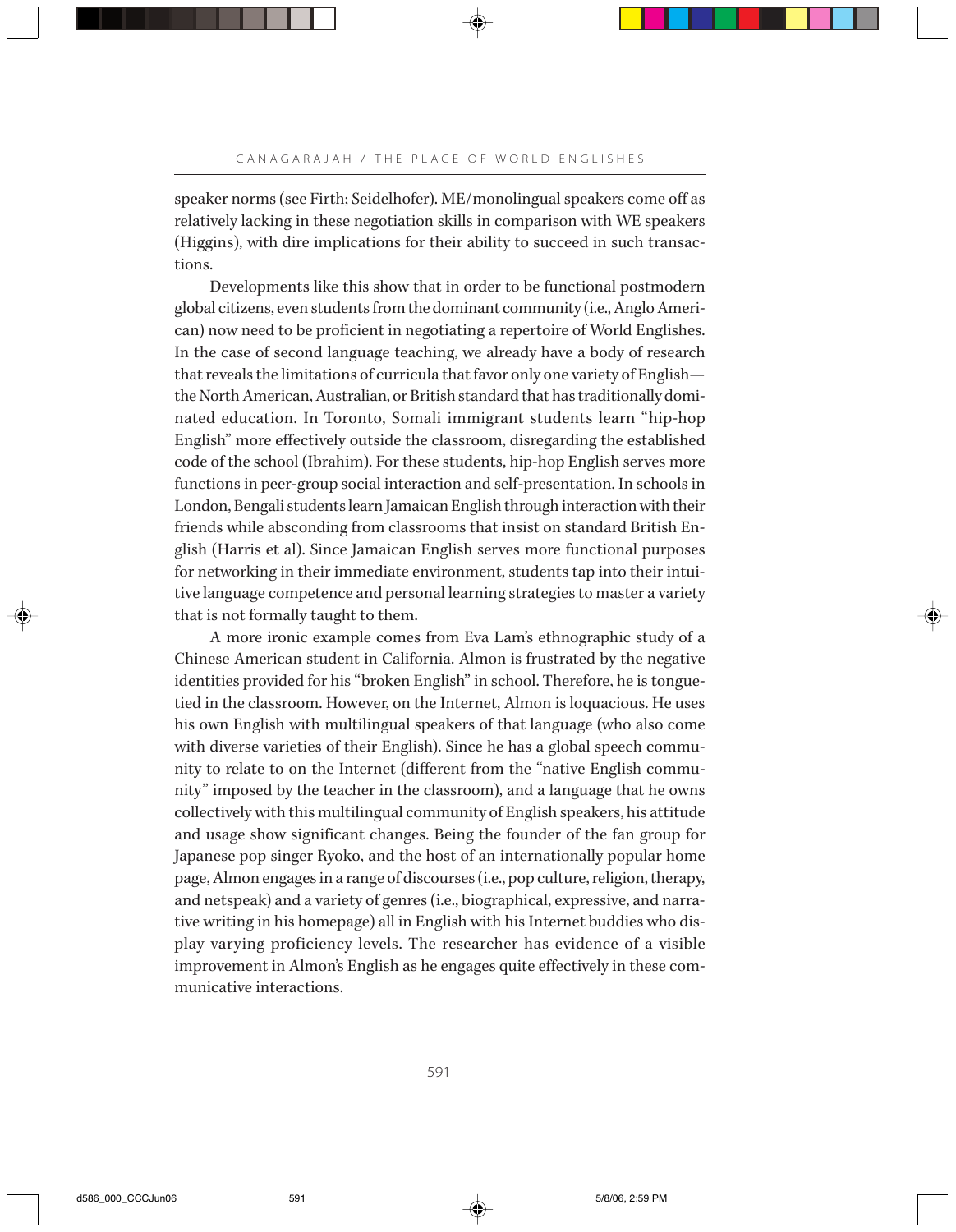speaker norms (see Firth; Seidelhofer). ME/monolingual speakers come off as relatively lacking in these negotiation skills in comparison with WE speakers (Higgins), with dire implications for their ability to succeed in such transactions.

Developments like this show that in order to be functional postmodern global citizens, even students from the dominant community (i.e., Anglo American) now need to be proficient in negotiating a repertoire of World Englishes. In the case of second language teaching, we already have a body of research that reveals the limitations of curricula that favor only one variety of English—the North American, Australian, or British standard that has traditionally dominated education. In Toronto, Somali immigrant students learn "hip-hop English" more effectively outside the classroom, disregarding the established code of the school (Ibrahim). For these students, hip-hop English serves more functions in peer-group social interaction and self-presentation. In schools in London, Bengali students learn Jamaican English through interaction with their friends while absconding from classrooms that insist on standard British English (Harris et al). Since Jamaican English serves more functional purposes for networking in their immediate environment, students tap into their intuitive language competence and personal learning strategies to master a variety that is not formally taught to them.

A more ironic example comes from Eva Lam's ethnographic study of a Chinese American student in California. Almon is frustrated by the negative identities provided for his "broken English" in school. Therefore, he is tongue-tied in the classroom. However, on the Internet, Almon is loquacious. He uses his own English with multilingual speakers of that language (who also come with diverse varieties of their English). Since he has a global speech community to relate to on the Internet (different from the "native English community" imposed by the teacher in the classroom), and a language that he owns collectively with this multilingual community of English speakers, his attitude and usage show significant changes. Being the founder of the fan group for Japanese pop singer Ryoko, and the host of an internationally popular home page, Almon engages in a range of discourses (i.e., pop culture, religion, therapy, and netspeak) and a variety of genres (i.e., biographical, expressive, and narrative writing in his homepage) all in English with his Internet buddies who display varying proficiency levels. The researcher has evidence of a visible improvement in Almon's English as he engages quite effectively in these communicative interactions.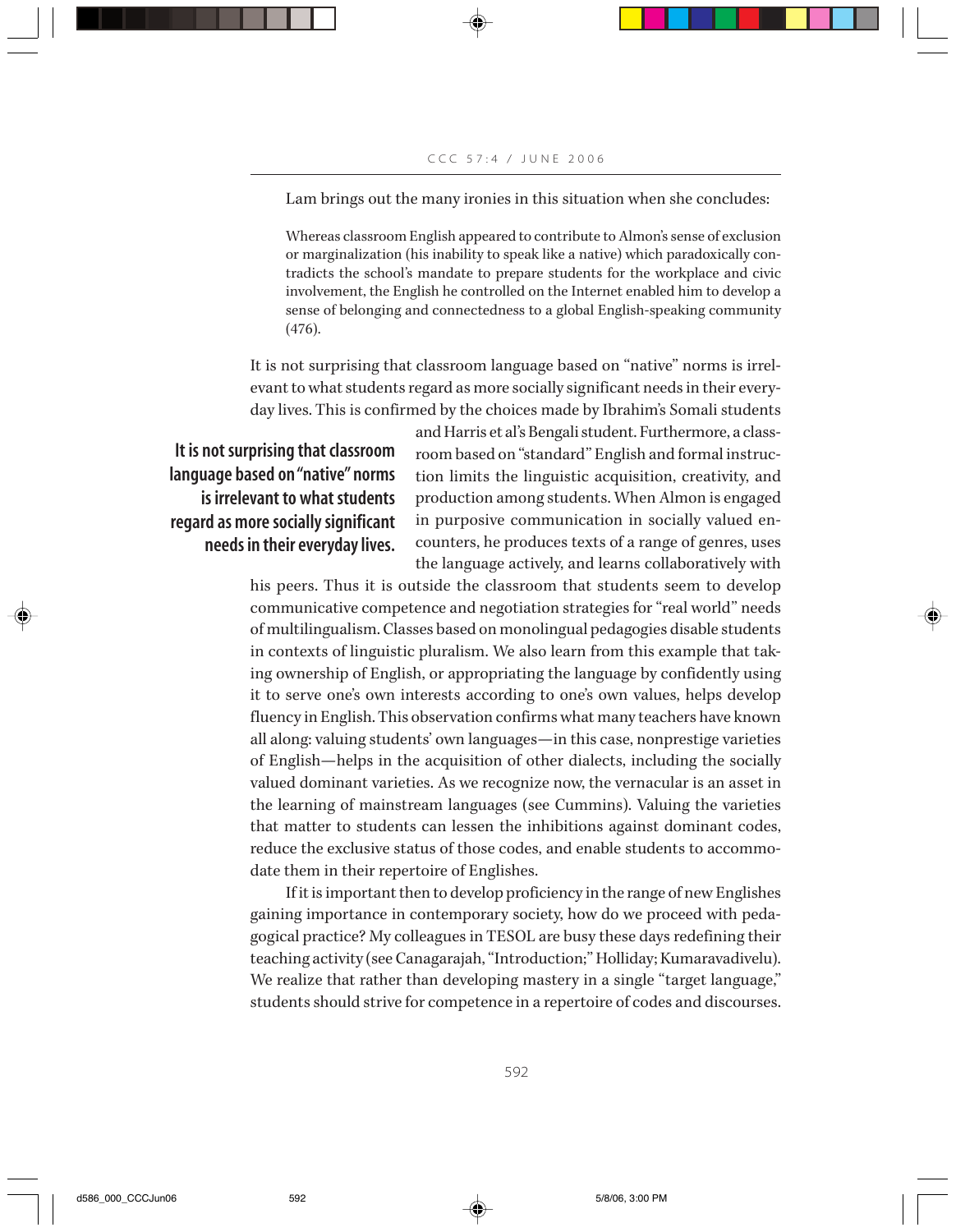Lam brings out the many ironies in this situation when she concludes:

> Whereas classroom English appeared to contribute to Almon's sense of exclusion or marginalization (his inability to speak like a native) which paradoxically contradicts the school's mandate to prepare students for the workplace and civic involvement, the English he controlled on the Internet enabled him to develop a sense of belonging and connectedness to a global English-speaking community (476).

It is not surprising that classroom language based on "native" norms is irrelevant to what students regard as more socially significant needs in their everyday lives. This is confirmed by the choices made by Ibrahim's Somali students and Harris et al's Bengali student. Furthermore, a classroom based on "standard" English and formal instruction limits the linguistic acquisition, creativity, and production among students. When Almon is engaged in purposive communication in socially valued encounters, he produces texts of a range of genres, uses the language actively, and learns collaboratively with his peers. Thus it is outside the classroom that students seem to develop communicative competence and negotiation strategies for "real world" needs of multilingualism. Classes based on monolingual pedagogies disable students in contexts of linguistic pluralism. We also learn from this example that taking ownership of English, or appropriating the language by confidently using it to serve one's own interests according to one's own values, helps develop fluency in English. This observation confirms what many teachers have known all along: valuing students' own languages—in this case, nonprestige varieties of English—helps in the acquisition of other dialects, including the socially valued dominant varieties. As we recognize now, the vernacular is an asset in the learning of mainstream languages (see Cummins). Valuing the varieties that matter to students can lessen the inhibitions against dominant codes, reduce the exclusive status of those codes, and enable students to accommodate them in their repertoire of Englishes.

If it is important then to develop proficiency in the range of new Englishes gaining importance in contemporary society, how do we proceed with pedagogical practice? My colleagues in TESOL are busy these days redefining their teaching activity (see Canagarajah, "Introduction;" Holliday; Kumaravadivelu). We realize that rather than developing mastery in a single "target language," students should strive for competence in a repertoire of codes and discourses.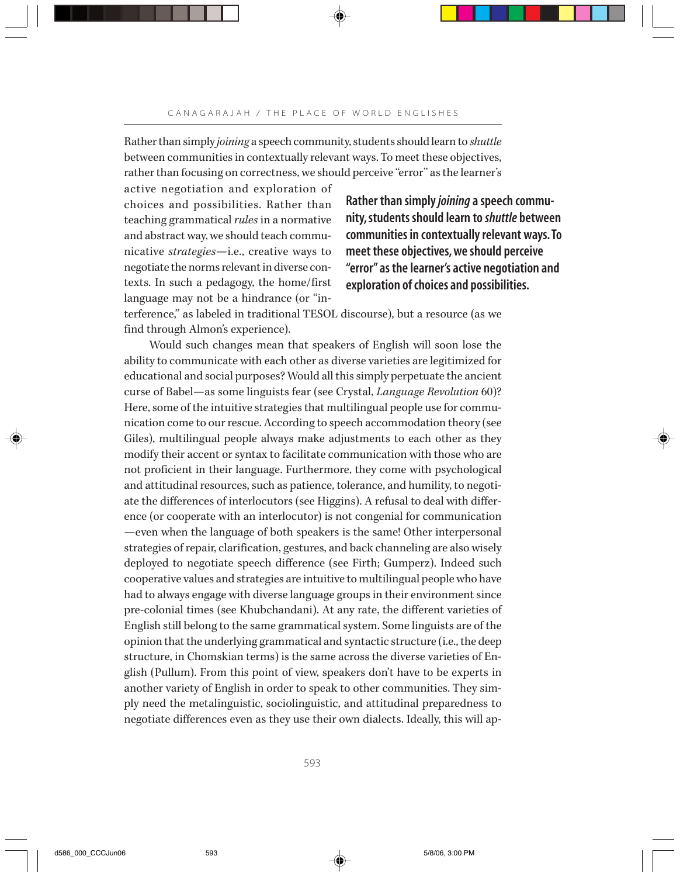Rather than simply *joining* a speech community, students should learn to *shuttle* between communities in contextually relevant ways. To meet these objectives, rather than focusing on correctness, we should perceive "error" as the learner's active negotiation and exploration of choices and possibilities. Rather than teaching grammatical *rules* in a normative and abstract way, we should teach communicative *strategies*—i.e., creative ways to negotiate the norms relevant in diverse contexts. In such a pedagogy, the home/first language may not be a hindrance (or "interference," as labeled in traditional TESOL discourse), but a resource (as we find through Almon's experience).

> **Rather than simply *joining* a speech community, students should learn to *shuttle* between communities in contextually relevant ways. To meet these objectives, we should perceive "error" as the learner's active negotiation and exploration of choices and possibilities.**

Would such changes mean that speakers of English will soon lose the ability to communicate with each other as diverse varieties are legitimized for educational and social purposes? Would all this simply perpetuate the ancient curse of Babel—as some linguists fear (see Crystal, *Language Revolution* 60)? Here, some of the intuitive strategies that multilingual people use for communication come to our rescue. According to speech accommodation theory (see Giles), multilingual people always make adjustments to each other as they modify their accent or syntax to facilitate communication with those who are not proficient in their language. Furthermore, they come with psychological and attitudinal resources, such as patience, tolerance, and humility, to negotiate the differences of interlocutors (see Higgins). A refusal to deal with difference (or cooperate with an interlocutor) is not congenial for communication —even when the language of both speakers is the same! Other interpersonal strategies of repair, clarification, gestures, and back channeling are also wisely deployed to negotiate speech difference (see Firth; Gumperz). Indeed such cooperative values and strategies are intuitive to multilingual people who have had to always engage with diverse language groups in their environment since pre-colonial times (see Khubchandani). At any rate, the different varieties of English still belong to the same grammatical system. Some linguists are of the opinion that the underlying grammatical and syntactic structure (i.e., the deep structure, in Chomskian terms) is the same across the diverse varieties of English (Pullum). From this point of view, speakers don't have to be experts in another variety of English in order to speak to other communities. They simply need the metalinguistic, sociolinguistic, and attitudinal preparedness to negotiate differences even as they use their own dialects. Ideally, this will ap-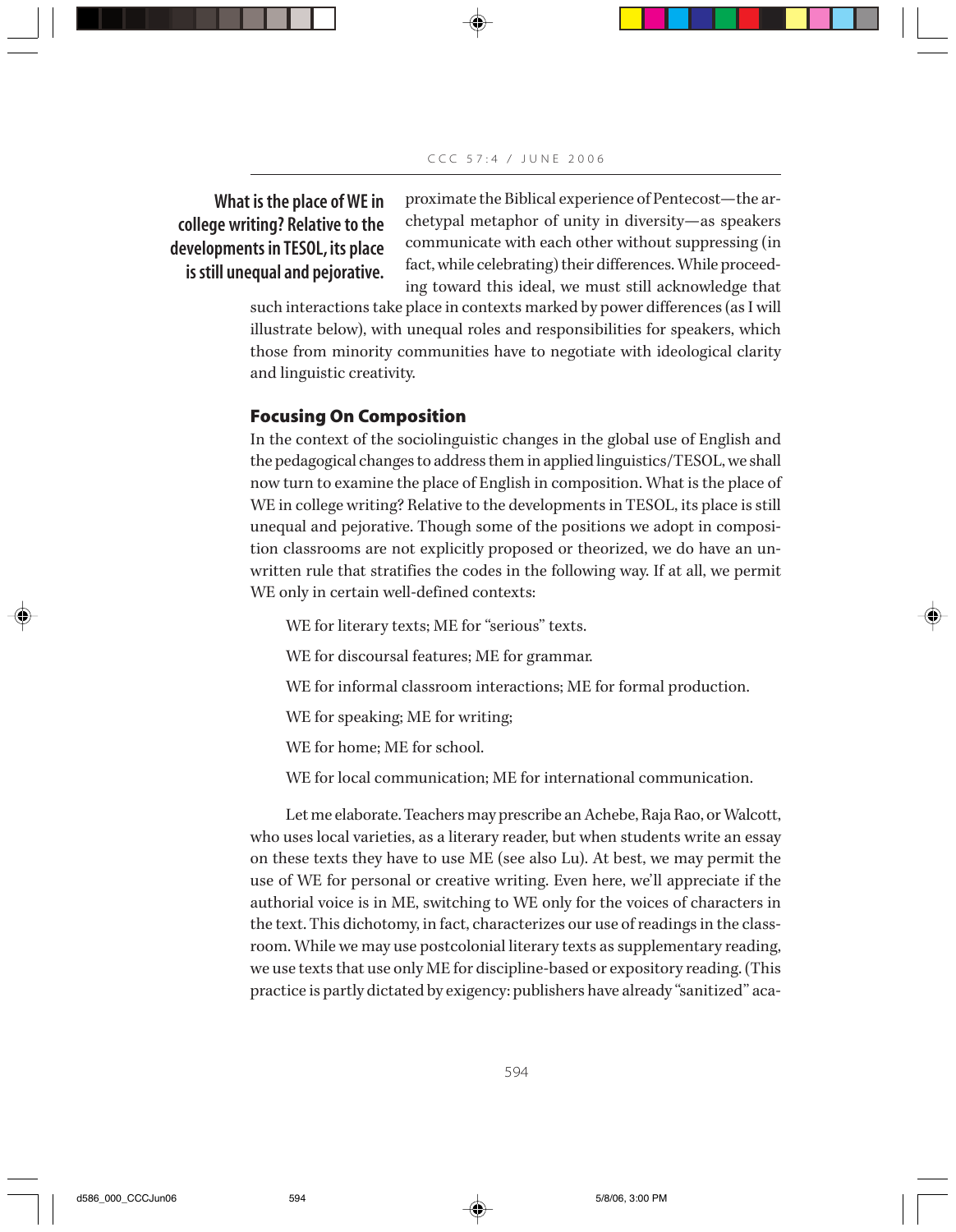proximate the Biblical experience of Pentecost—the archetypal metaphor of unity in diversity—as speakers communicate with each other without suppressing (in fact, while celebrating) their differences. While proceeding toward this ideal, we must still acknowledge that such interactions take place in contexts marked by power differences (as I will illustrate below), with unequal roles and responsibilities for speakers, which those from minority communities have to negotiate with ideological clarity and linguistic creativity.

**What is the place of WE in college writing? Relative to the developments in TESOL, its place is still unequal and pejorative.**

## Focusing On Composition

In the context of the sociolinguistic changes in the global use of English and the pedagogical changes to address them in applied linguistics/TESOL, we shall now turn to examine the place of English in composition. What is the place of WE in college writing? Relative to the developments in TESOL, its place is still unequal and pejorative. Though some of the positions we adopt in composition classrooms are not explicitly proposed or theorized, we do have an unwritten rule that stratifies the codes in the following way. If at all, we permit WE only in certain well-defined contexts:

> WE for literary texts; ME for "serious" texts.
>
> WE for discoursal features; ME for grammar.
>
> WE for informal classroom interactions; ME for formal production.
>
> WE for speaking; ME for writing;
>
> WE for home; ME for school.
>
> WE for local communication; ME for international communication.

Let me elaborate. Teachers may prescribe an Achebe, Raja Rao, or Walcott, who uses local varieties, as a literary reader, but when students write an essay on these texts they have to use ME (see also Lu). At best, we may permit the use of WE for personal or creative writing. Even here, we'll appreciate if the authorial voice is in ME, switching to WE only for the voices of characters in the text. This dichotomy, in fact, characterizes our use of readings in the classroom. While we may use postcolonial literary texts as supplementary reading, we use texts that use only ME for discipline-based or expository reading. (This practice is partly dictated by exigency: publishers have already "sanitized" aca-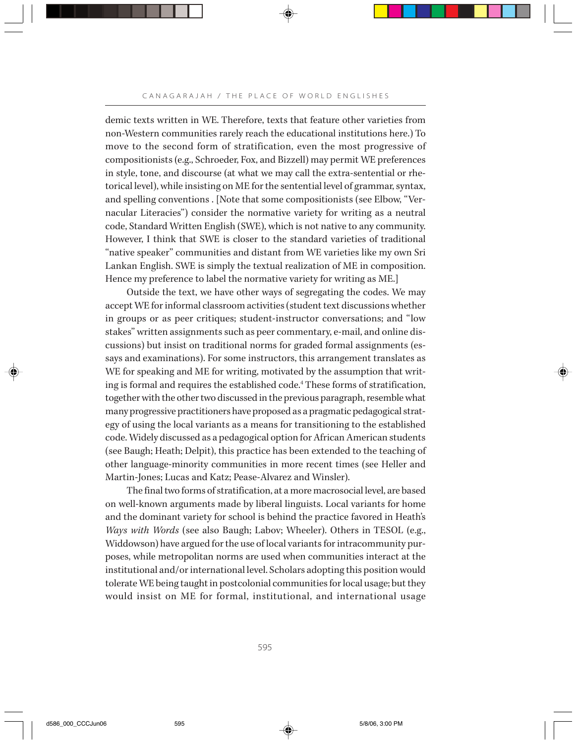demic texts written in WE. Therefore, texts that feature other varieties from non-Western communities rarely reach the educational institutions here.) To move to the second form of stratification, even the most progressive of compositionists (e.g., Schroeder, Fox, and Bizzell) may permit WE preferences in style, tone, and discourse (at what we may call the extra-sentential or rhetorical level), while insisting on ME for the sentential level of grammar, syntax, and spelling conventions . [Note that some compositionists (see Elbow, "Vernacular Literacies") consider the normative variety for writing as a neutral code, Standard Written English (SWE), which is not native to any community. However, I think that SWE is closer to the standard varieties of traditional "native speaker" communities and distant from WE varieties like my own Sri Lankan English. SWE is simply the textual realization of ME in composition. Hence my preference to label the normative variety for writing as ME.]

Outside the text, we have other ways of segregating the codes. We may accept WE for informal classroom activities (student text discussions whether in groups or as peer critiques; student-instructor conversations; and "low stakes" written assignments such as peer commentary, e-mail, and online discussions) but insist on traditional norms for graded formal assignments (essays and examinations). For some instructors, this arrangement translates as WE for speaking and ME for writing, motivated by the assumption that writing is formal and requires the established code.[4] These forms of stratification, together with the other two discussed in the previous paragraph, resemble what many progressive practitioners have proposed as a pragmatic pedagogical strategy of using the local variants as a means for transitioning to the established code. Widely discussed as a pedagogical option for African American students (see Baugh; Heath; Delpit), this practice has been extended to the teaching of other language-minority communities in more recent times (see Heller and Martin-Jones; Lucas and Katz; Pease-Alvarez and Winsler).

The final two forms of stratification, at a more macrosocial level, are based on well-known arguments made by liberal linguists. Local variants for home and the dominant variety for school is behind the practice favored in Heath's *Ways with Words* (see also Baugh; Labov; Wheeler). Others in TESOL (e.g., Widdowson) have argued for the use of local variants for intracommunity purposes, while metropolitan norms are used when communities interact at the institutional and/or international level. Scholars adopting this position would tolerate WE being taught in postcolonial communities for local usage; but they would insist on ME for formal, institutional, and international usage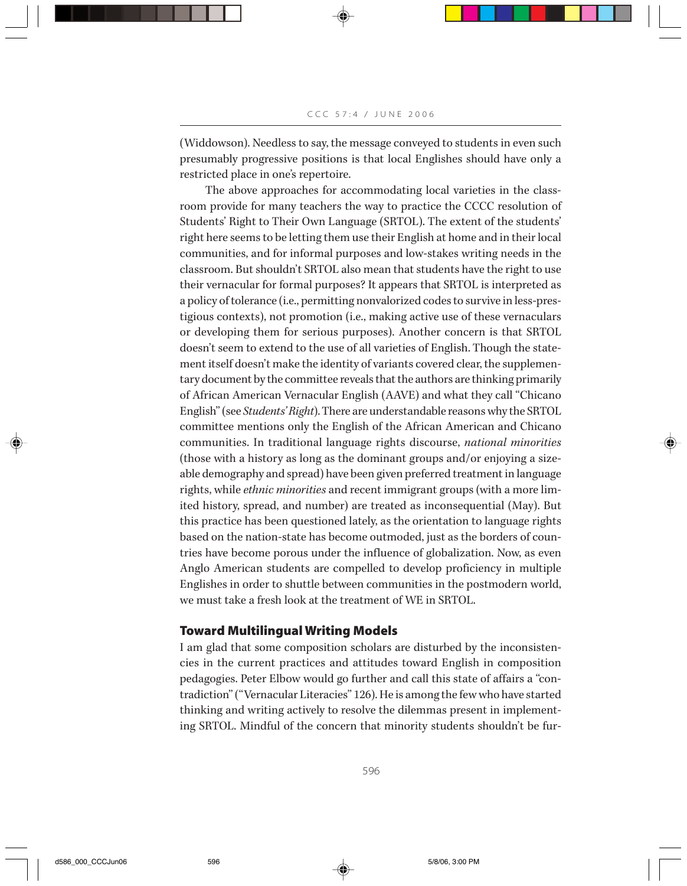(Widdowson). Needless to say, the message conveyed to students in even such presumably progressive positions is that local Englishes should have only a restricted place in one's repertoire.

The above approaches for accommodating local varieties in the classroom provide for many teachers the way to practice the CCCC resolution of Students' Right to Their Own Language (SRTOL). The extent of the students' right here seems to be letting them use their English at home and in their local communities, and for informal purposes and low-stakes writing needs in the classroom. But shouldn't SRTOL also mean that students have the right to use their vernacular for formal purposes? It appears that SRTOL is interpreted as a policy of tolerance (i.e., permitting nonvalorized codes to survive in less-prestigious contexts), not promotion (i.e., making active use of these vernaculars or developing them for serious purposes). Another concern is that SRTOL doesn't seem to extend to the use of all varieties of English. Though the statement itself doesn't make the identity of variants covered clear, the supplementary document by the committee reveals that the authors are thinking primarily of African American Vernacular English (AAVE) and what they call "Chicano English" (see *Students' Right*). There are understandable reasons why the SRTOL committee mentions only the English of the African American and Chicano communities. In traditional language rights discourse, *national minorities* (those with a history as long as the dominant groups and/or enjoying a sizeable demography and spread) have been given preferred treatment in language rights, while *ethnic minorities* and recent immigrant groups (with a more limited history, spread, and number) are treated as inconsequential (May). But this practice has been questioned lately, as the orientation to language rights based on the nation-state has become outmoded, just as the borders of countries have become porous under the influence of globalization. Now, as even Anglo American students are compelled to develop proficiency in multiple Englishes in order to shuttle between communities in the postmodern world, we must take a fresh look at the treatment of WE in SRTOL.

## Toward Multilingual Writing Models

I am glad that some composition scholars are disturbed by the inconsistencies in the current practices and attitudes toward English in composition pedagogies. Peter Elbow would go further and call this state of affairs a "contradiction" ("Vernacular Literacies" 126). He is among the few who have started thinking and writing actively to resolve the dilemmas present in implementing SRTOL. Mindful of the concern that minority students shouldn't be fur-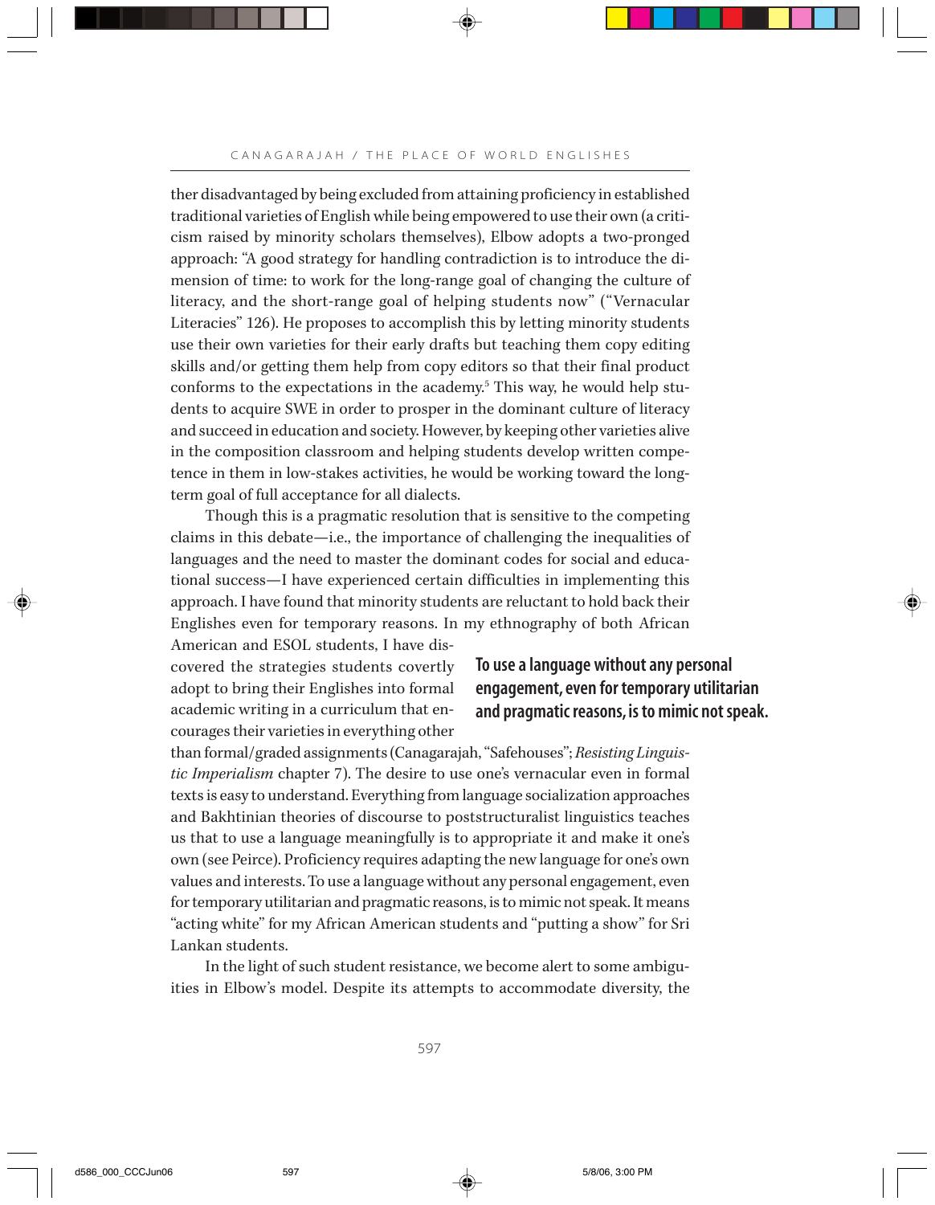ther disadvantaged by being excluded from attaining proficiency in established traditional varieties of English while being empowered to use their own (a criticism raised by minority scholars themselves), Elbow adopts a two-pronged approach: "A good strategy for handling contradiction is to introduce the dimension of time: to work for the long-range goal of changing the culture of literacy, and the short-range goal of helping students now" ("Vernacular Literacies" 126). He proposes to accomplish this by letting minority students use their own varieties for their early drafts but teaching them copy editing skills and/or getting them help from copy editors so that their final product conforms to the expectations in the academy.[5] This way, he would help students to acquire SWE in order to prosper in the dominant culture of literacy and succeed in education and society. However, by keeping other varieties alive in the composition classroom and helping students develop written competence in them in low-stakes activities, he would be working toward the long-term goal of full acceptance for all dialects.

Though this is a pragmatic resolution that is sensitive to the competing claims in this debate—i.e., the importance of challenging the inequalities of languages and the need to master the dominant codes for social and educational success—I have experienced certain difficulties in implementing this approach. I have found that minority students are reluctant to hold back their Englishes even for temporary reasons. In my ethnography of both African American and ESOL students, I have discovered the strategies students covertly adopt to bring their Englishes into formal academic writing in a curriculum that encourages their varieties in everything other than formal/graded assignments (Canagarajah, "Safehouses"; *Resisting Linguistic Imperialism* chapter 7). The desire to use one's vernacular even in formal texts is easy to understand. Everything from language socialization approaches and Bakhtinian theories of discourse to poststructuralist linguistics teaches us that to use a language meaningfully is to appropriate it and make it one's own (see Peirce). Proficiency requires adapting the new language for one's own values and interests. To use a language without any personal engagement, even for temporary utilitarian and pragmatic reasons, is to mimic not speak. It means "acting white" for my African American students and "putting a show" for Sri Lankan students.

**To use a language without any personal engagement, even for temporary utilitarian and pragmatic reasons, is to mimic not speak.**

In the light of such student resistance, we become alert to some ambiguities in Elbow's model. Despite its attempts to accommodate diversity, the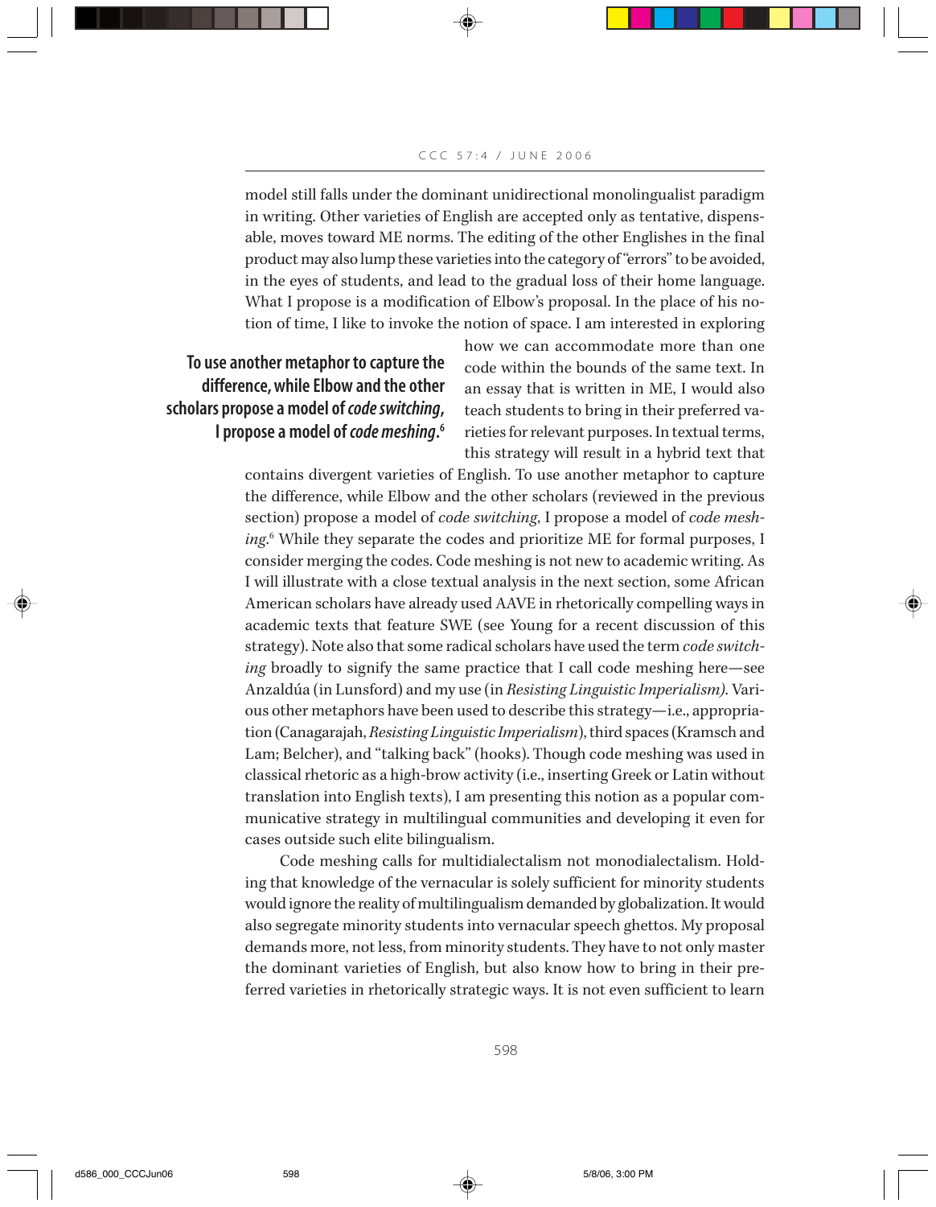model still falls under the dominant unidirectional monolingualist paradigm in writing. Other varieties of English are accepted only as tentative, dispensable, moves toward ME norms. The editing of the other Englishes in the final product may also lump these varieties into the category of "errors" to be avoided, in the eyes of students, and lead to the gradual loss of their home language. What I propose is a modification of Elbow's proposal. In the place of his notion of time, I like to invoke the notion of space. I am interested in exploring how we can accommodate more than one code within the bounds of the same text. In an essay that is written in ME, I would also teach students to bring in their preferred varieties for relevant purposes. In textual terms, this strategy will result in a hybrid text that contains divergent varieties of English. To use another metaphor to capture the difference, while Elbow and the other scholars (reviewed in the previous section) propose a model of *code switching*, I propose a model of *code meshing*.[6] While they separate the codes and prioritize ME for formal purposes, I consider merging the codes. Code meshing is not new to academic writing. As I will illustrate with a close textual analysis in the next section, some African American scholars have already used AAVE in rhetorically compelling ways in academic texts that feature SWE (see Young for a recent discussion of this strategy). Note also that some radical scholars have used the term *code switching* broadly to signify the same practice that I call code meshing here—see Anzaldúa (in Lunsford) and my use (in *Resisting Linguistic Imperialism*). Various other metaphors have been used to describe this strategy—i.e., appropriation (Canagarajah, *Resisting Linguistic Imperialism*), third spaces (Kramsch and Lam; Belcher), and "talking back" (hooks). Though code meshing was used in classical rhetoric as a high-brow activity (i.e., inserting Greek or Latin without translation into English texts), I am presenting this notion as a popular communicative strategy in multilingual communities and developing it even for cases outside such elite bilingualism.

> **To use another metaphor to capture the difference, while Elbow and the other scholars propose a model of *code switching*, I propose a model of *code meshing*.[6]**

Code meshing calls for multidialectalism not monodialectalism. Holding that knowledge of the vernacular is solely sufficient for minority students would ignore the reality of multilingualism demanded by globalization. It would also segregate minority students into vernacular speech ghettos. My proposal demands more, not less, from minority students. They have to not only master the dominant varieties of English, but also know how to bring in their preferred varieties in rhetorically strategic ways. It is not even sufficient to learn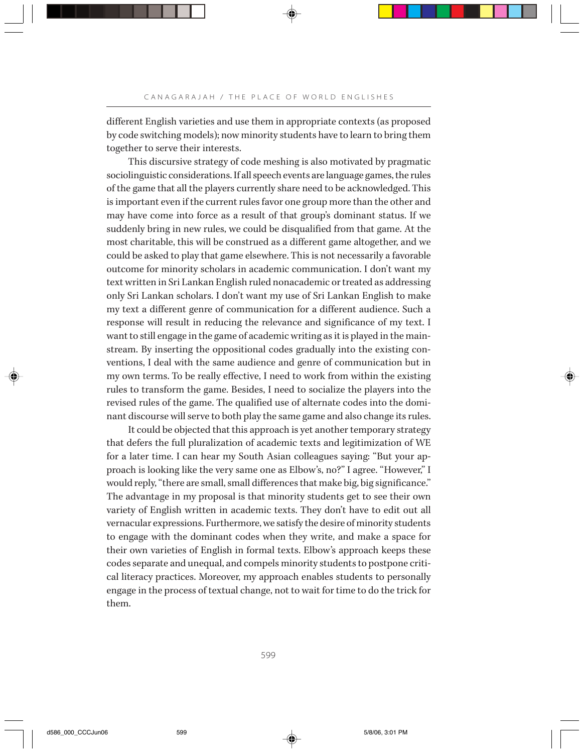different English varieties and use them in appropriate contexts (as proposed by code switching models); now minority students have to learn to bring them together to serve their interests.

This discursive strategy of code meshing is also motivated by pragmatic sociolinguistic considerations. If all speech events are language games, the rules of the game that all the players currently share need to be acknowledged. This is important even if the current rules favor one group more than the other and may have come into force as a result of that group's dominant status. If we suddenly bring in new rules, we could be disqualified from that game. At the most charitable, this will be construed as a different game altogether, and we could be asked to play that game elsewhere. This is not necessarily a favorable outcome for minority scholars in academic communication. I don't want my text written in Sri Lankan English ruled nonacademic or treated as addressing only Sri Lankan scholars. I don't want my use of Sri Lankan English to make my text a different genre of communication for a different audience. Such a response will result in reducing the relevance and significance of my text. I want to still engage in the game of academic writing as it is played in the mainstream. By inserting the oppositional codes gradually into the existing conventions, I deal with the same audience and genre of communication but in my own terms. To be really effective, I need to work from within the existing rules to transform the game. Besides, I need to socialize the players into the revised rules of the game. The qualified use of alternate codes into the dominant discourse will serve to both play the same game and also change its rules.

It could be objected that this approach is yet another temporary strategy that defers the full pluralization of academic texts and legitimization of WE for a later time. I can hear my South Asian colleagues saying: "But your approach is looking like the very same one as Elbow's, no?" I agree. "However," I would reply, "there are small, small differences that make big, big significance." The advantage in my proposal is that minority students get to see their own variety of English written in academic texts. They don't have to edit out all vernacular expressions. Furthermore, we satisfy the desire of minority students to engage with the dominant codes when they write, and make a space for their own varieties of English in formal texts. Elbow's approach keeps these codes separate and unequal, and compels minority students to postpone critical literacy practices. Moreover, my approach enables students to personally engage in the process of textual change, not to wait for time to do the trick for them.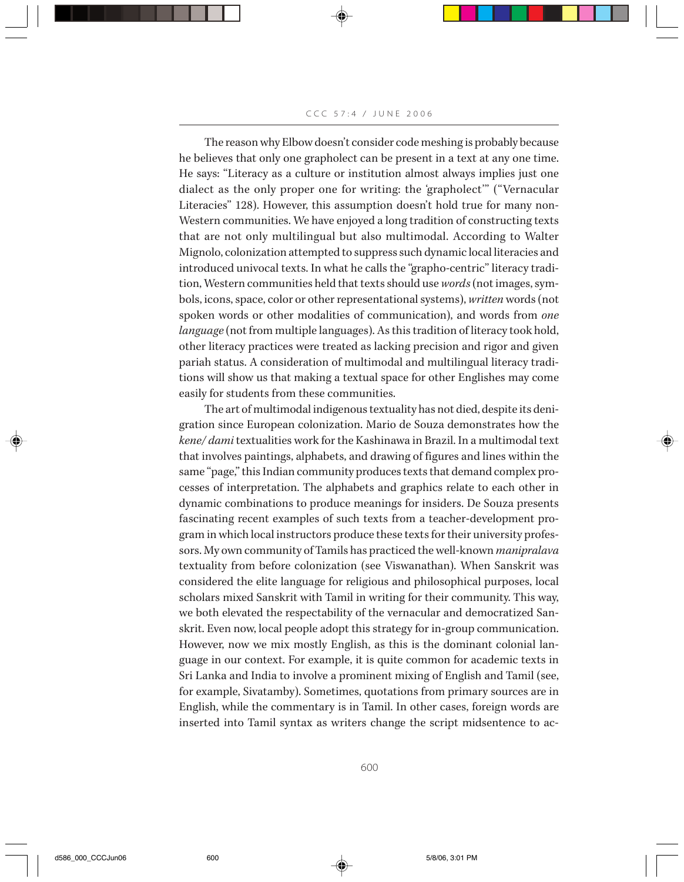The reason why Elbow doesn't consider code meshing is probably because he believes that only one grapholect can be present in a text at any one time. He says: "Literacy as a culture or institution almost always implies just one dialect as the only proper one for writing: the 'grapholect'" ("Vernacular Literacies" 128). However, this assumption doesn't hold true for many non-Western communities. We have enjoyed a long tradition of constructing texts that are not only multilingual but also multimodal. According to Walter Mignolo, colonization attempted to suppress such dynamic local literacies and introduced univocal texts. In what he calls the "grapho-centric" literacy tradition, Western communities held that texts should use *words* (not images, symbols, icons, space, color or other representational systems), *written* words (not spoken words or other modalities of communication), and words from *one language* (not from multiple languages). As this tradition of literacy took hold, other literacy practices were treated as lacking precision and rigor and given pariah status. A consideration of multimodal and multilingual literacy traditions will show us that making a textual space for other Englishes may come easily for students from these communities.

The art of multimodal indigenous textuality has not died, despite its denigration since European colonization. Mario de Souza demonstrates how the *kene/ dami* textualities work for the Kashinawa in Brazil. In a multimodal text that involves paintings, alphabets, and drawing of figures and lines within the same "page," this Indian community produces texts that demand complex processes of interpretation. The alphabets and graphics relate to each other in dynamic combinations to produce meanings for insiders. De Souza presents fascinating recent examples of such texts from a teacher-development program in which local instructors produce these texts for their university professors. My own community of Tamils has practiced the well-known *manipralava* textuality from before colonization (see Viswanathan). When Sanskrit was considered the elite language for religious and philosophical purposes, local scholars mixed Sanskrit with Tamil in writing for their community. This way, we both elevated the respectability of the vernacular and democratized Sanskrit. Even now, local people adopt this strategy for in-group communication. However, now we mix mostly English, as this is the dominant colonial language in our context. For example, it is quite common for academic texts in Sri Lanka and India to involve a prominent mixing of English and Tamil (see, for example, Sivatamby). Sometimes, quotations from primary sources are in English, while the commentary is in Tamil. In other cases, foreign words are inserted into Tamil syntax as writers change the script midsentence to ac-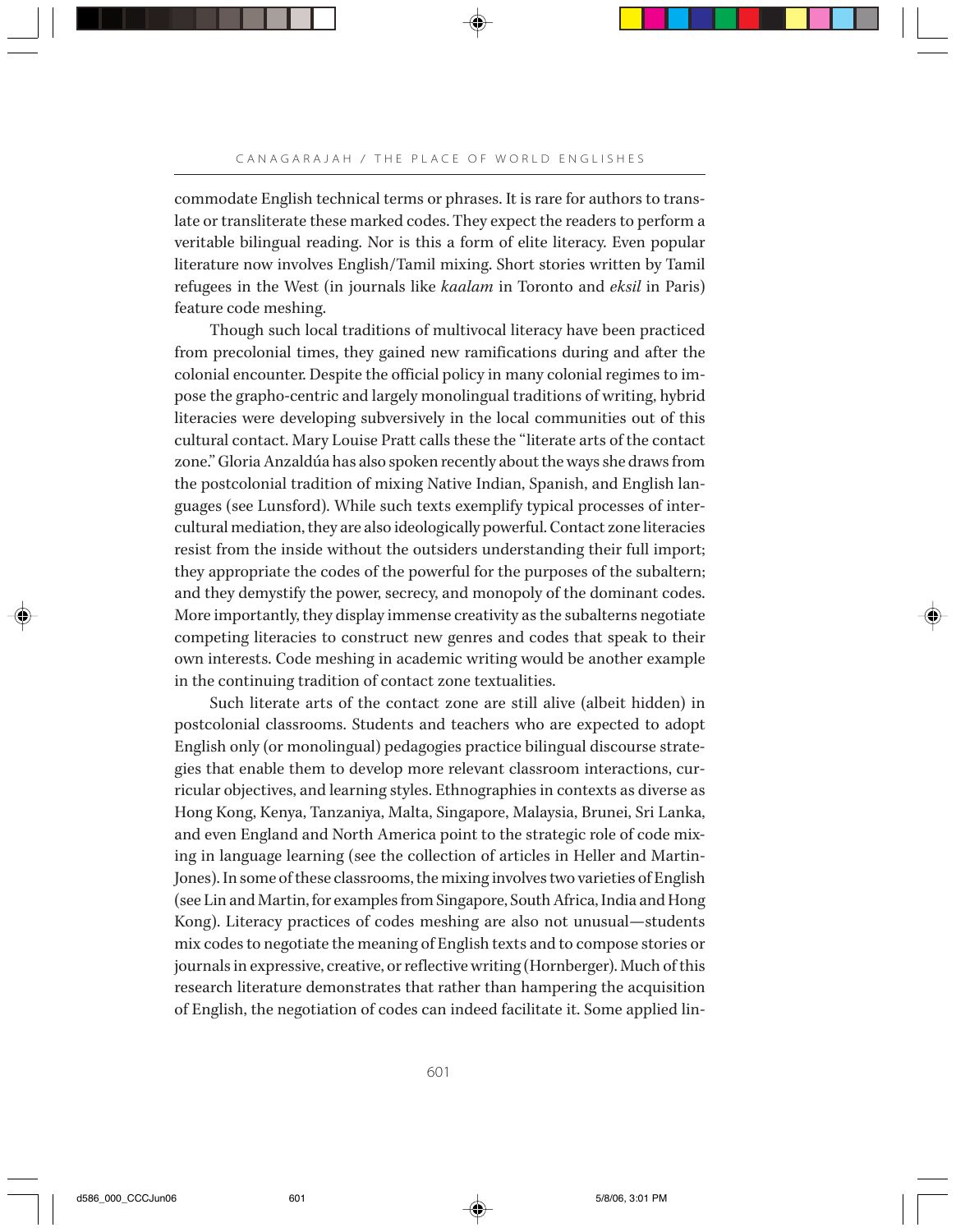commodate English technical terms or phrases. It is rare for authors to translate or transliterate these marked codes. They expect the readers to perform a veritable bilingual reading. Nor is this a form of elite literacy. Even popular literature now involves English/Tamil mixing. Short stories written by Tamil refugees in the West (in journals like *kaalam* in Toronto and *eksil* in Paris) feature code meshing.

Though such local traditions of multivocal literacy have been practiced from precolonial times, they gained new ramifications during and after the colonial encounter. Despite the official policy in many colonial regimes to impose the grapho-centric and largely monolingual traditions of writing, hybrid literacies were developing subversively in the local communities out of this cultural contact. Mary Louise Pratt calls these the "literate arts of the contact zone." Gloria Anzaldúa has also spoken recently about the ways she draws from the postcolonial tradition of mixing Native Indian, Spanish, and English languages (see Lunsford). While such texts exemplify typical processes of intercultural mediation, they are also ideologically powerful. Contact zone literacies resist from the inside without the outsiders understanding their full import; they appropriate the codes of the powerful for the purposes of the subaltern; and they demystify the power, secrecy, and monopoly of the dominant codes. More importantly, they display immense creativity as the subalterns negotiate competing literacies to construct new genres and codes that speak to their own interests. Code meshing in academic writing would be another example in the continuing tradition of contact zone textualities.

Such literate arts of the contact zone are still alive (albeit hidden) in postcolonial classrooms. Students and teachers who are expected to adopt English only (or monolingual) pedagogies practice bilingual discourse strategies that enable them to develop more relevant classroom interactions, curricular objectives, and learning styles. Ethnographies in contexts as diverse as Hong Kong, Kenya, Tanzaniya, Malta, Singapore, Malaysia, Brunei, Sri Lanka, and even England and North America point to the strategic role of code mixing in language learning (see the collection of articles in Heller and Martin-Jones). In some of these classrooms, the mixing involves two varieties of English (see Lin and Martin, for examples from Singapore, South Africa, India and Hong Kong). Literacy practices of codes meshing are also not unusual—students mix codes to negotiate the meaning of English texts and to compose stories or journals in expressive, creative, or reflective writing (Hornberger). Much of this research literature demonstrates that rather than hampering the acquisition of English, the negotiation of codes can indeed facilitate it. Some applied lin-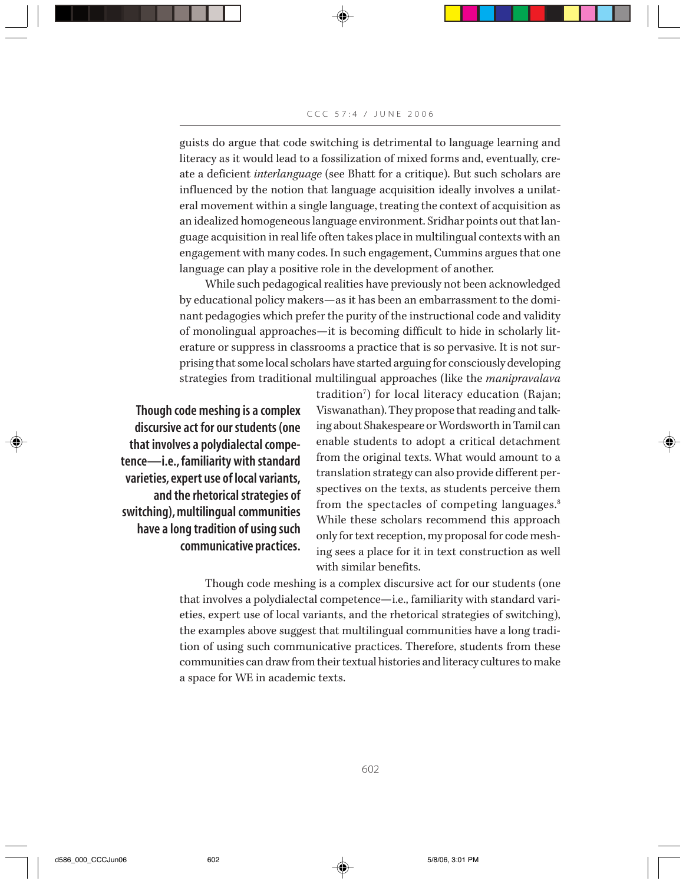guists do argue that code switching is detrimental to language learning and literacy as it would lead to a fossilization of mixed forms and, eventually, create a deficient *interlanguage* (see Bhatt for a critique). But such scholars are influenced by the notion that language acquisition ideally involves a unilateral movement within a single language, treating the context of acquisition as an idealized homogeneous language environment. Sridhar points out that language acquisition in real life often takes place in multilingual contexts with an engagement with many codes. In such engagement, Cummins argues that one language can play a positive role in the development of another.

While such pedagogical realities have previously not been acknowledged by educational policy makers—as it has been an embarrassment to the dominant pedagogies which prefer the purity of the instructional code and validity of monolingual approaches—it is becoming difficult to hide in scholarly literature or suppress in classrooms a practice that is so pervasive. It is not surprising that some local scholars have started arguing for consciously developing strategies from traditional multilingual approaches (like the *manipravalava* tradition[7]) for local literacy education (Rajan; Viswanathan). They propose that reading and talking about Shakespeare or Wordsworth in Tamil can enable students to adopt a critical detachment from the original texts. What would amount to a translation strategy can also provide different perspectives on the texts, as students perceive them from the spectacles of competing languages.[8] While these scholars recommend this approach only for text reception, my proposal for code meshing sees a place for it in text construction as well with similar benefits.

**Though code meshing is a complex discursive act for our students (one that involves a polydialectal competence—i.e., familiarity with standard varieties, expert use of local variants, and the rhetorical strategies of switching), multilingual communities have a long tradition of using such communicative practices.**

Though code meshing is a complex discursive act for our students (one that involves a polydialectal competence—i.e., familiarity with standard varieties, expert use of local variants, and the rhetorical strategies of switching), the examples above suggest that multilingual communities have a long tradition of using such communicative practices. Therefore, students from these communities can draw from their textual histories and literacy cultures to make a space for WE in academic texts.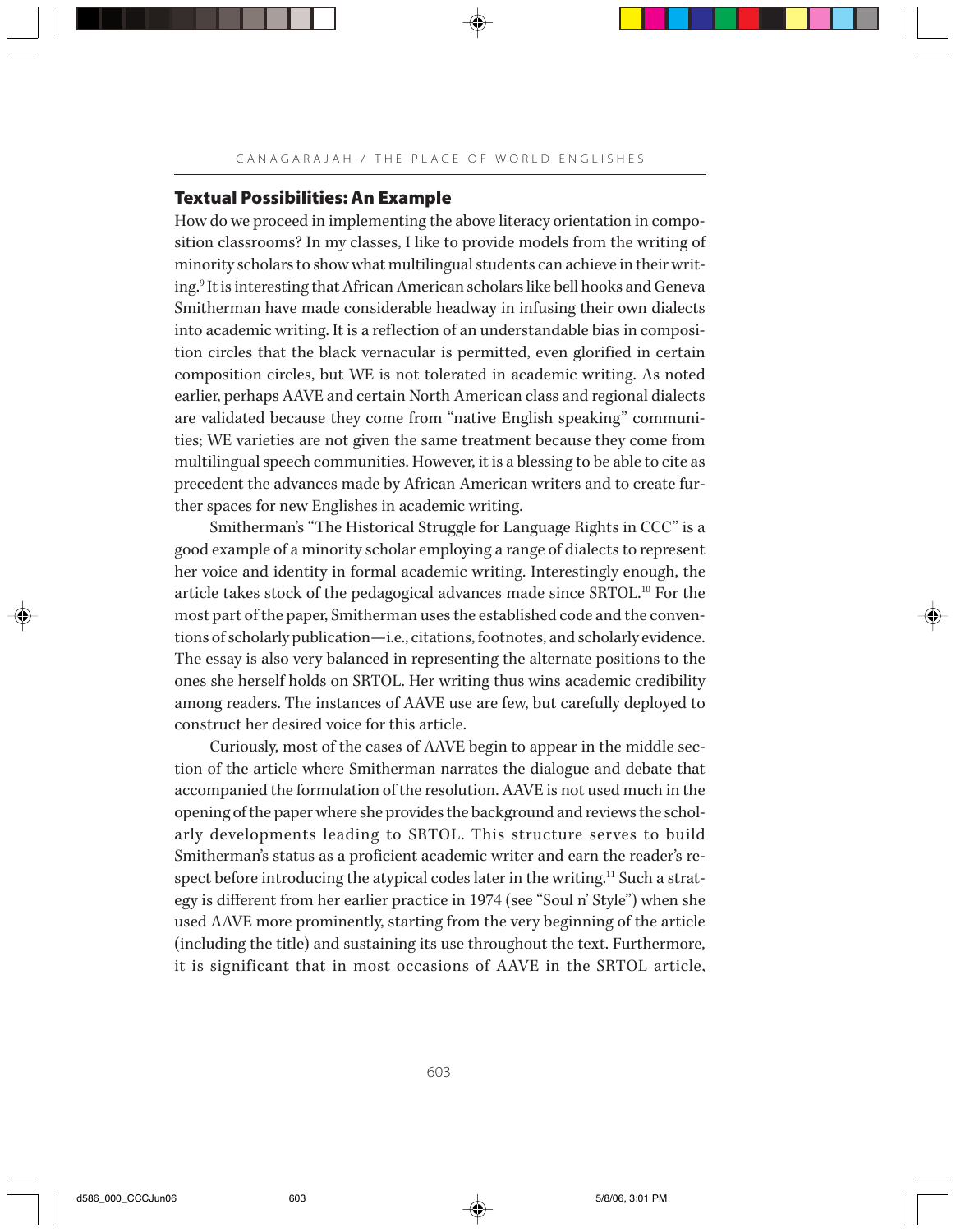## Textual Possibilities: An Example

How do we proceed in implementing the above literacy orientation in composition classrooms? In my classes, I like to provide models from the writing of minority scholars to show what multilingual students can achieve in their writing.[9] It is interesting that African American scholars like bell hooks and Geneva Smitherman have made considerable headway in infusing their own dialects into academic writing. It is a reflection of an understandable bias in composition circles that the black vernacular is permitted, even glorified in certain composition circles, but WE is not tolerated in academic writing. As noted earlier, perhaps AAVE and certain North American class and regional dialects are validated because they come from "native English speaking" communities; WE varieties are not given the same treatment because they come from multilingual speech communities. However, it is a blessing to be able to cite as precedent the advances made by African American writers and to create further spaces for new Englishes in academic writing.

Smitherman's "The Historical Struggle for Language Rights in CCC" is a good example of a minority scholar employing a range of dialects to represent her voice and identity in formal academic writing. Interestingly enough, the article takes stock of the pedagogical advances made since SRTOL.[10] For the most part of the paper, Smitherman uses the established code and the conventions of scholarly publication—i.e., citations, footnotes, and scholarly evidence. The essay is also very balanced in representing the alternate positions to the ones she herself holds on SRTOL. Her writing thus wins academic credibility among readers. The instances of AAVE use are few, but carefully deployed to construct her desired voice for this article.

Curiously, most of the cases of AAVE begin to appear in the middle section of the article where Smitherman narrates the dialogue and debate that accompanied the formulation of the resolution. AAVE is not used much in the opening of the paper where she provides the background and reviews the scholarly developments leading to SRTOL. This structure serves to build Smitherman's status as a proficient academic writer and earn the reader's respect before introducing the atypical codes later in the writing.[11] Such a strategy is different from her earlier practice in 1974 (see "Soul n' Style") when she used AAVE more prominently, starting from the very beginning of the article (including the title) and sustaining its use throughout the text. Furthermore, it is significant that in most occasions of AAVE in the SRTOL article,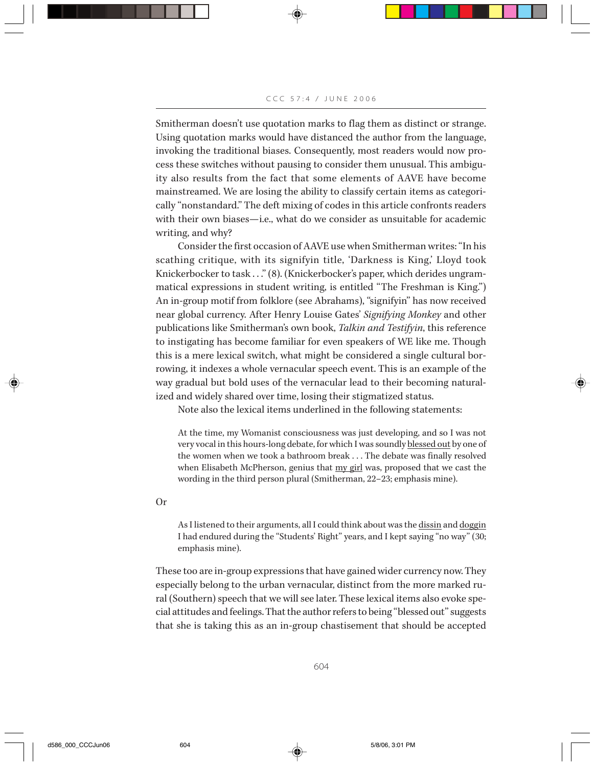Smitherman doesn't use quotation marks to flag them as distinct or strange. Using quotation marks would have distanced the author from the language, invoking the traditional biases. Consequently, most readers would now process these switches without pausing to consider them unusual. This ambiguity also results from the fact that some elements of AAVE have become mainstreamed. We are losing the ability to classify certain items as categorically "nonstandard." The deft mixing of codes in this article confronts readers with their own biases—i.e., what do we consider as unsuitable for academic writing, and why?

Consider the first occasion of AAVE use when Smitherman writes: "In his scathing critique, with its signifyin title, 'Darkness is King,' Lloyd took Knickerbocker to task . . ." (8). (Knickerbocker's paper, which derides ungrammatical expressions in student writing, is entitled "The Freshman is King.") An in-group motif from folklore (see Abrahams), "signifyin" has now received near global currency. After Henry Louise Gates' *Signifying Monkey* and other publications like Smitherman's own book, *Talkin and Testifyin*, this reference to instigating has become familiar for even speakers of WE like me. Though this is a mere lexical switch, what might be considered a single cultural borrowing, it indexes a whole vernacular speech event. This is an example of the way gradual but bold uses of the vernacular lead to their becoming naturalized and widely shared over time, losing their stigmatized status.

Note also the lexical items underlined in the following statements:

> At the time, my Womanist consciousness was just developing, and so I was not very vocal in this hours-long debate, for which I was soundly <u>blessed out</u> by one of the women when we took a bathroom break . . . The debate was finally resolved when Elisabeth McPherson, genius that <u>my girl</u> was, proposed that we cast the wording in the third person plural (Smitherman, 22–23; emphasis mine).

Or

> As I listened to their arguments, all I could think about was the <u>dissin</u> and <u>doggin</u> I had endured during the "Students' Right" years, and I kept saying "no way" (30; emphasis mine).

These too are in-group expressions that have gained wider currency now. They especially belong to the urban vernacular, distinct from the more marked rural (Southern) speech that we will see later. These lexical items also evoke special attitudes and feelings. That the author refers to being "blessed out" suggests that she is taking this as an in-group chastisement that should be accepted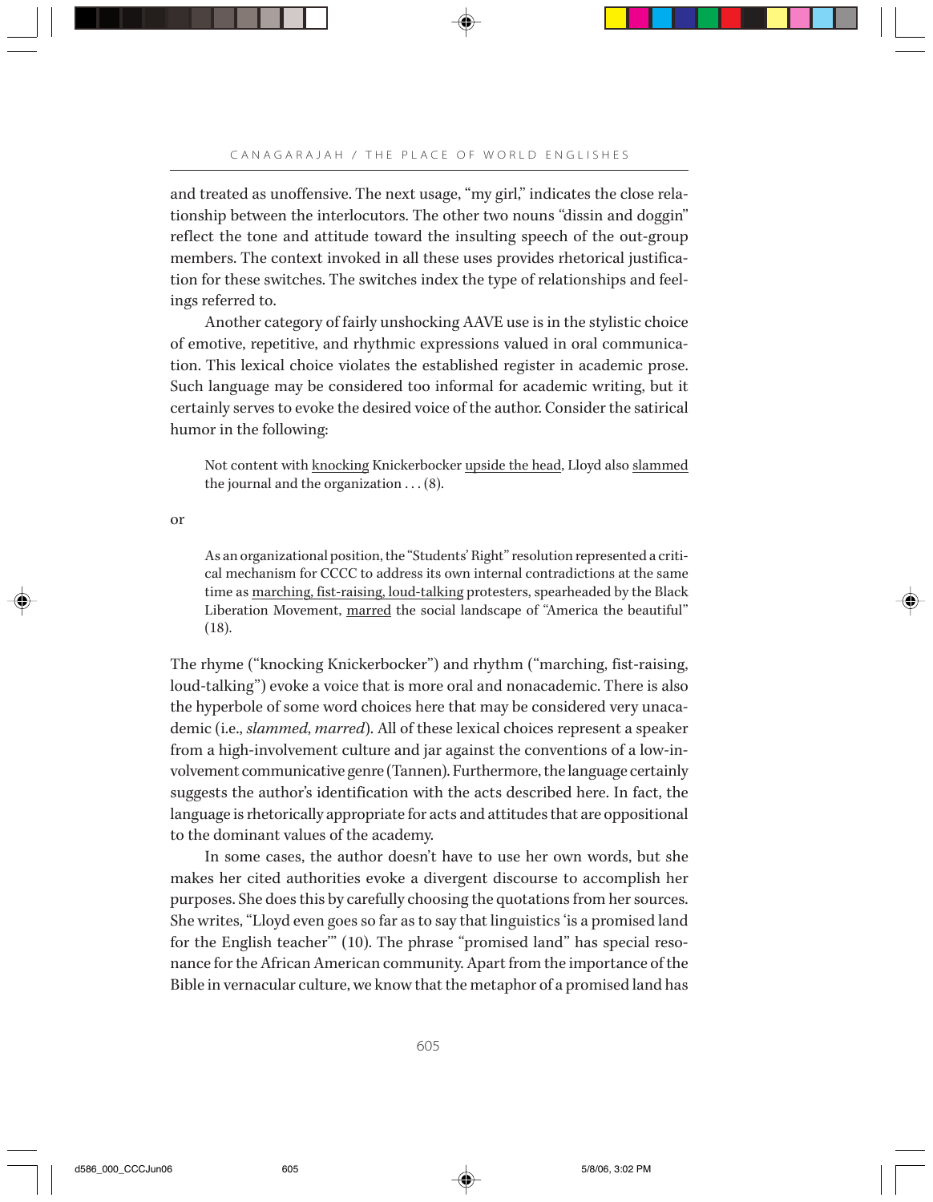and treated as unoffensive. The next usage, "my girl," indicates the close relationship between the interlocutors. The other two nouns "dissin and doggin" reflect the tone and attitude toward the insulting speech of the out-group members. The context invoked in all these uses provides rhetorical justification for these switches. The switches index the type of relationships and feelings referred to.

Another category of fairly unshocking AAVE use is in the stylistic choice of emotive, repetitive, and rhythmic expressions valued in oral communication. This lexical choice violates the established register in academic prose. Such language may be considered too informal for academic writing, but it certainly serves to evoke the desired voice of the author. Consider the satirical humor in the following:

> Not content with <u>knocking</u> Knickerbocker <u>upside the head</u>, Lloyd also <u>slammed</u> the journal and the organization . . . (8).

or

> As an organizational position, the "Students' Right" resolution represented a critical mechanism for CCCC to address its own internal contradictions at the same time as <u>marching, fist-raising, loud-talking</u> protesters, spearheaded by the Black Liberation Movement, <u>marred</u> the social landscape of "America the beautiful" (18).

The rhyme ("knocking Knickerbocker") and rhythm ("marching, fist-raising, loud-talking") evoke a voice that is more oral and nonacademic. There is also the hyperbole of some word choices here that may be considered very unacademic (i.e., *slammed*, *marred*). All of these lexical choices represent a speaker from a high-involvement culture and jar against the conventions of a low-involvement communicative genre (Tannen). Furthermore, the language certainly suggests the author's identification with the acts described here. In fact, the language is rhetorically appropriate for acts and attitudes that are oppositional to the dominant values of the academy.

In some cases, the author doesn't have to use her own words, but she makes her cited authorities evoke a divergent discourse to accomplish her purposes. She does this by carefully choosing the quotations from her sources. She writes, "Lloyd even goes so far as to say that linguistics 'is a promised land for the English teacher'" (10). The phrase "promised land" has special resonance for the African American community. Apart from the importance of the Bible in vernacular culture, we know that the metaphor of a promised land has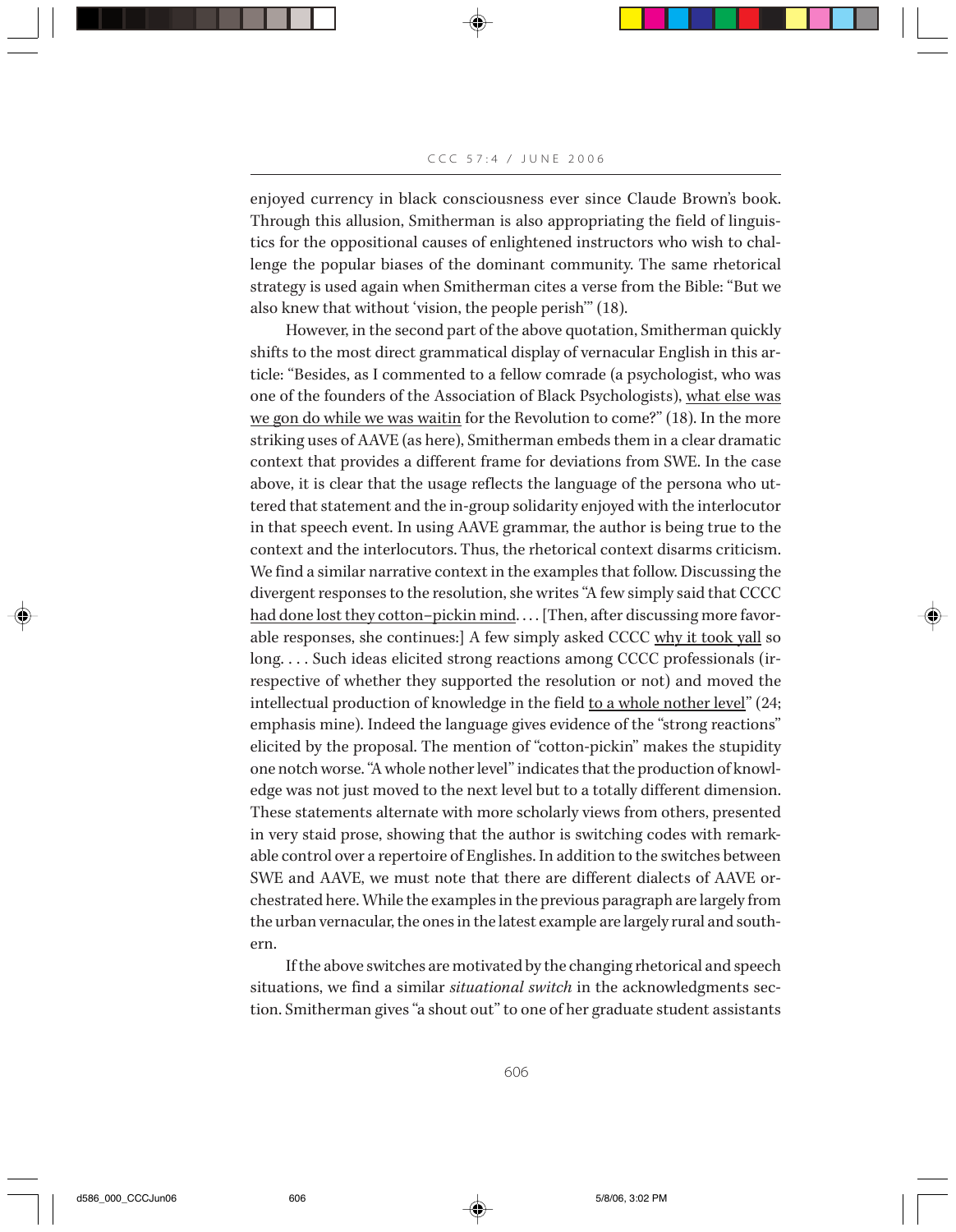enjoyed currency in black consciousness ever since Claude Brown's book. Through this allusion, Smitherman is also appropriating the field of linguistics for the oppositional causes of enlightened instructors who wish to challenge the popular biases of the dominant community. The same rhetorical strategy is used again when Smitherman cites a verse from the Bible: "But we also knew that without 'vision, the people perish'" (18).

However, in the second part of the above quotation, Smitherman quickly shifts to the most direct grammatical display of vernacular English in this article: "Besides, as I commented to a fellow comrade (a psychologist, who was one of the founders of the Association of Black Psychologists), <u>what else was we gon do while we was waitin</u> for the Revolution to come?" (18). In the more striking uses of AAVE (as here), Smitherman embeds them in a clear dramatic context that provides a different frame for deviations from SWE. In the case above, it is clear that the usage reflects the language of the persona who uttered that statement and the in-group solidarity enjoyed with the interlocutor in that speech event. In using AAVE grammar, the author is being true to the context and the interlocutors. Thus, the rhetorical context disarms criticism. We find a similar narrative context in the examples that follow. Discussing the divergent responses to the resolution, she writes "A few simply said that CCCC <u>had done lost they cotton–pickin mind</u>. . . . [Then, after discussing more favorable responses, she continues:] A few simply asked CCCC <u>why it took yall</u> so long. . . . Such ideas elicited strong reactions among CCCC professionals (irrespective of whether they supported the resolution or not) and moved the intellectual production of knowledge in the field <u>to a whole nother level</u>" (24; emphasis mine). Indeed the language gives evidence of the "strong reactions" elicited by the proposal. The mention of "cotton-pickin" makes the stupidity one notch worse. "A whole nother level" indicates that the production of knowledge was not just moved to the next level but to a totally different dimension. These statements alternate with more scholarly views from others, presented in very staid prose, showing that the author is switching codes with remarkable control over a repertoire of Englishes. In addition to the switches between SWE and AAVE, we must note that there are different dialects of AAVE orchestrated here. While the examples in the previous paragraph are largely from the urban vernacular, the ones in the latest example are largely rural and southern.

If the above switches are motivated by the changing rhetorical and speech situations, we find a similar *situational switch* in the acknowledgments section. Smitherman gives "a shout out" to one of her graduate student assistants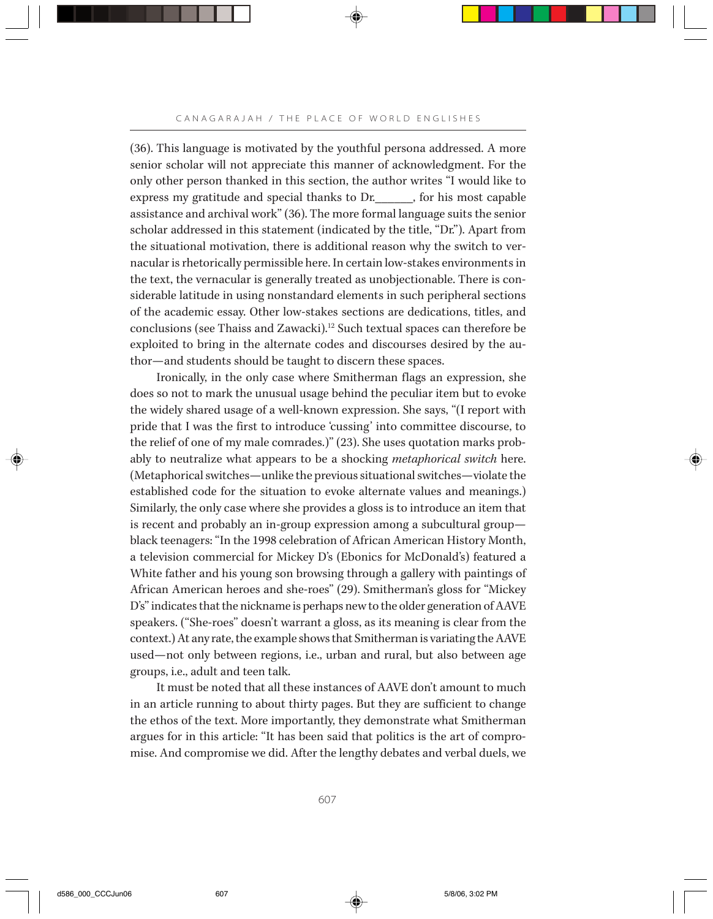(36). This language is motivated by the youthful persona addressed. A more senior scholar will not appreciate this manner of acknowledgment. For the only other person thanked in this section, the author writes "I would like to express my gratitude and special thanks to Dr.______, for his most capable assistance and archival work" (36). The more formal language suits the senior scholar addressed in this statement (indicated by the title, "Dr."). Apart from the situational motivation, there is additional reason why the switch to vernacular is rhetorically permissible here. In certain low-stakes environments in the text, the vernacular is generally treated as unobjectionable. There is considerable latitude in using nonstandard elements in such peripheral sections of the academic essay. Other low-stakes sections are dedications, titles, and conclusions (see Thaiss and Zawacki).[12] Such textual spaces can therefore be exploited to bring in the alternate codes and discourses desired by the author—and students should be taught to discern these spaces.

Ironically, in the only case where Smitherman flags an expression, she does so not to mark the unusual usage behind the peculiar item but to evoke the widely shared usage of a well-known expression. She says, "(I report with pride that I was the first to introduce 'cussing' into committee discourse, to the relief of one of my male comrades.)" (23). She uses quotation marks probably to neutralize what appears to be a shocking *metaphorical switch* here. (Metaphorical switches—unlike the previous situational switches—violate the established code for the situation to evoke alternate values and meanings.) Similarly, the only case where she provides a gloss is to introduce an item that is recent and probably an in-group expression among a subcultural group—black teenagers: "In the 1998 celebration of African American History Month, a television commercial for Mickey D's (Ebonics for McDonald's) featured a White father and his young son browsing through a gallery with paintings of African American heroes and she-roes" (29). Smitherman's gloss for "Mickey D's" indicates that the nickname is perhaps new to the older generation of AAVE speakers. ("She-roes" doesn't warrant a gloss, as its meaning is clear from the context.) At any rate, the example shows that Smitherman is variating the AAVE used—not only between regions, i.e., urban and rural, but also between age groups, i.e., adult and teen talk.

It must be noted that all these instances of AAVE don't amount to much in an article running to about thirty pages. But they are sufficient to change the ethos of the text. More importantly, they demonstrate what Smitherman argues for in this article: "It has been said that politics is the art of compromise. And compromise we did. After the lengthy debates and verbal duels, we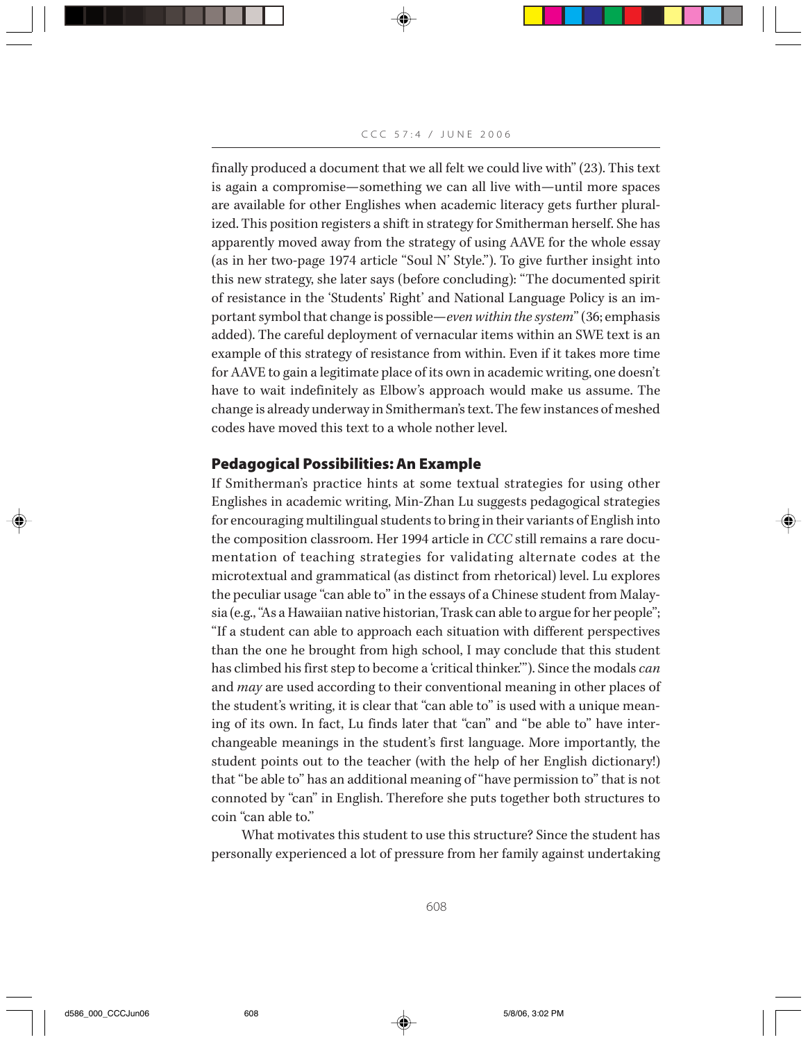finally produced a document that we all felt we could live with" (23). This text is again a compromise—something we can all live with—until more spaces are available for other Englishes when academic literacy gets further pluralized. This position registers a shift in strategy for Smitherman herself. She has apparently moved away from the strategy of using AAVE for the whole essay (as in her two-page 1974 article "Soul N' Style."). To give further insight into this new strategy, she later says (before concluding): "The documented spirit of resistance in the 'Students' Right' and National Language Policy is an important symbol that change is possible—*even within the system*" (36; emphasis added). The careful deployment of vernacular items within an SWE text is an example of this strategy of resistance from within. Even if it takes more time for AAVE to gain a legitimate place of its own in academic writing, one doesn't have to wait indefinitely as Elbow's approach would make us assume. The change is already underway in Smitherman's text. The few instances of meshed codes have moved this text to a whole nother level.

## Pedagogical Possibilities: An Example

If Smitherman's practice hints at some textual strategies for using other Englishes in academic writing, Min-Zhan Lu suggests pedagogical strategies for encouraging multilingual students to bring in their variants of English into the composition classroom. Her 1994 article in *CCC* still remains a rare documentation of teaching strategies for validating alternate codes at the microtextual and grammatical (as distinct from rhetorical) level. Lu explores the peculiar usage "can able to" in the essays of a Chinese student from Malaysia (e.g., "As a Hawaiian native historian, Trask can able to argue for her people"; "If a student can able to approach each situation with different perspectives than the one he brought from high school, I may conclude that this student has climbed his first step to become a 'critical thinker.'"). Since the modals *can* and *may* are used according to their conventional meaning in other places of the student's writing, it is clear that "can able to" is used with a unique meaning of its own. In fact, Lu finds later that "can" and "be able to" have interchangeable meanings in the student's first language. More importantly, the student points out to the teacher (with the help of her English dictionary!) that "be able to" has an additional meaning of "have permission to" that is not connoted by "can" in English. Therefore she puts together both structures to coin "can able to."

What motivates this student to use this structure? Since the student has personally experienced a lot of pressure from her family against undertaking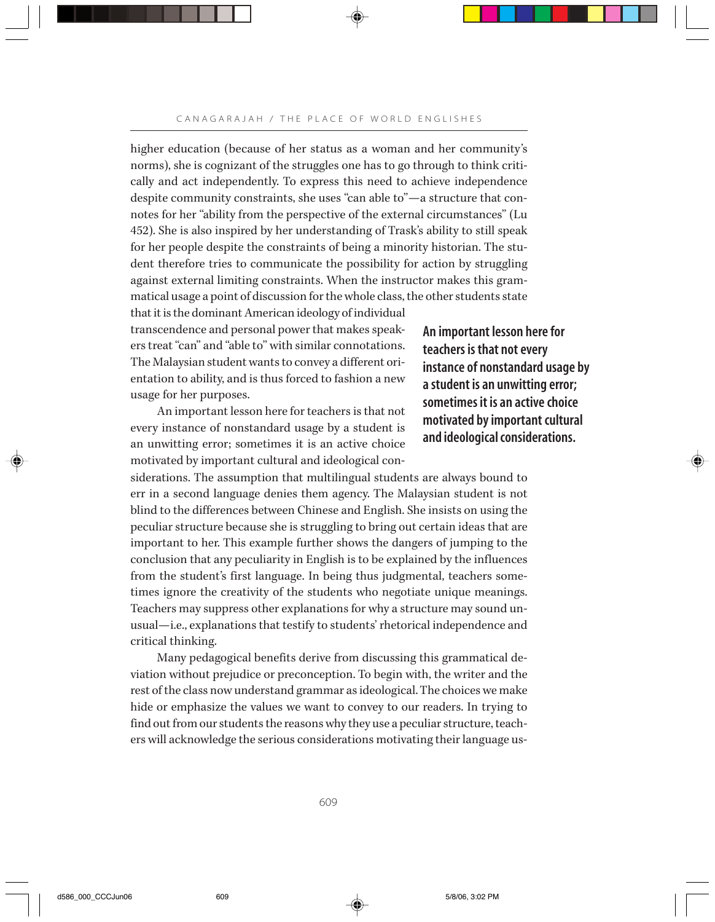higher education (because of her status as a woman and her community's norms), she is cognizant of the struggles one has to go through to think critically and act independently. To express this need to achieve independence despite community constraints, she uses "can able to"—a structure that connotes for her "ability from the perspective of the external circumstances" (Lu 452). She is also inspired by her understanding of Trask's ability to still speak for her people despite the constraints of being a minority historian. The student therefore tries to communicate the possibility for action by struggling against external limiting constraints. When the instructor makes this grammatical usage a point of discussion for the whole class, the other students state that it is the dominant American ideology of individual transcendence and personal power that makes speakers treat "can" and "able to" with similar connotations. The Malaysian student wants to convey a different orientation to ability, and is thus forced to fashion a new usage for her purposes.

> **An important lesson here for teachers is that not every instance of nonstandard usage by a student is an unwitting error; sometimes it is an active choice motivated by important cultural and ideological considerations.**

An important lesson here for teachers is that not every instance of nonstandard usage by a student is an unwitting error; sometimes it is an active choice motivated by important cultural and ideological considerations. The assumption that multilingual students are always bound to err in a second language denies them agency. The Malaysian student is not blind to the differences between Chinese and English. She insists on using the peculiar structure because she is struggling to bring out certain ideas that are important to her. This example further shows the dangers of jumping to the conclusion that any peculiarity in English is to be explained by the influences from the student's first language. In being thus judgmental, teachers sometimes ignore the creativity of the students who negotiate unique meanings. Teachers may suppress other explanations for why a structure may sound unusual—i.e., explanations that testify to students' rhetorical independence and critical thinking.

Many pedagogical benefits derive from discussing this grammatical deviation without prejudice or preconception. To begin with, the writer and the rest of the class now understand grammar as ideological. The choices we make hide or emphasize the values we want to convey to our readers. In trying to find out from our students the reasons why they use a peculiar structure, teachers will acknowledge the serious considerations motivating their language us-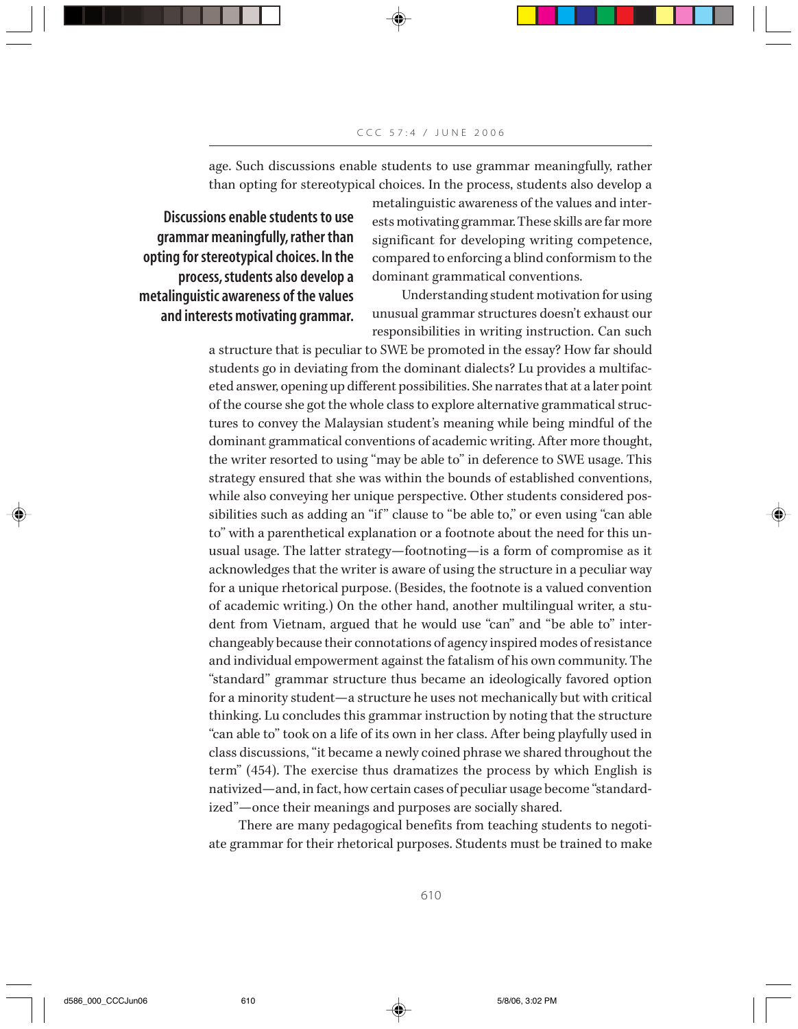age. Such discussions enable students to use grammar meaningfully, rather than opting for stereotypical choices. In the process, students also develop a metalinguistic awareness of the values and interests motivating grammar. These skills are far more significant for developing writing competence, compared to enforcing a blind conformism to the dominant grammatical conventions.

**Discussions enable students to use grammar meaningfully, rather than opting for stereotypical choices. In the process, students also develop a metalinguistic awareness of the values and interests motivating grammar.**

Understanding student motivation for using unusual grammar structures doesn't exhaust our responsibilities in writing instruction. Can such a structure that is peculiar to SWE be promoted in the essay? How far should students go in deviating from the dominant dialects? Lu provides a multifaceted answer, opening up different possibilities. She narrates that at a later point of the course she got the whole class to explore alternative grammatical structures to convey the Malaysian student's meaning while being mindful of the dominant grammatical conventions of academic writing. After more thought, the writer resorted to using "may be able to" in deference to SWE usage. This strategy ensured that she was within the bounds of established conventions, while also conveying her unique perspective. Other students considered possibilities such as adding an "if" clause to "be able to," or even using "can able to" with a parenthetical explanation or a footnote about the need for this unusual usage. The latter strategy—footnoting—is a form of compromise as it acknowledges that the writer is aware of using the structure in a peculiar way for a unique rhetorical purpose. (Besides, the footnote is a valued convention of academic writing.) On the other hand, another multilingual writer, a student from Vietnam, argued that he would use "can" and "be able to" interchangeably because their connotations of agency inspired modes of resistance and individual empowerment against the fatalism of his own community. The "standard" grammar structure thus became an ideologically favored option for a minority student—a structure he uses not mechanically but with critical thinking. Lu concludes this grammar instruction by noting that the structure "can able to" took on a life of its own in her class. After being playfully used in class discussions, "it became a newly coined phrase we shared throughout the term" (454). The exercise thus dramatizes the process by which English is nativized—and, in fact, how certain cases of peculiar usage become "standardized"—once their meanings and purposes are socially shared.

There are many pedagogical benefits from teaching students to negotiate grammar for their rhetorical purposes. Students must be trained to make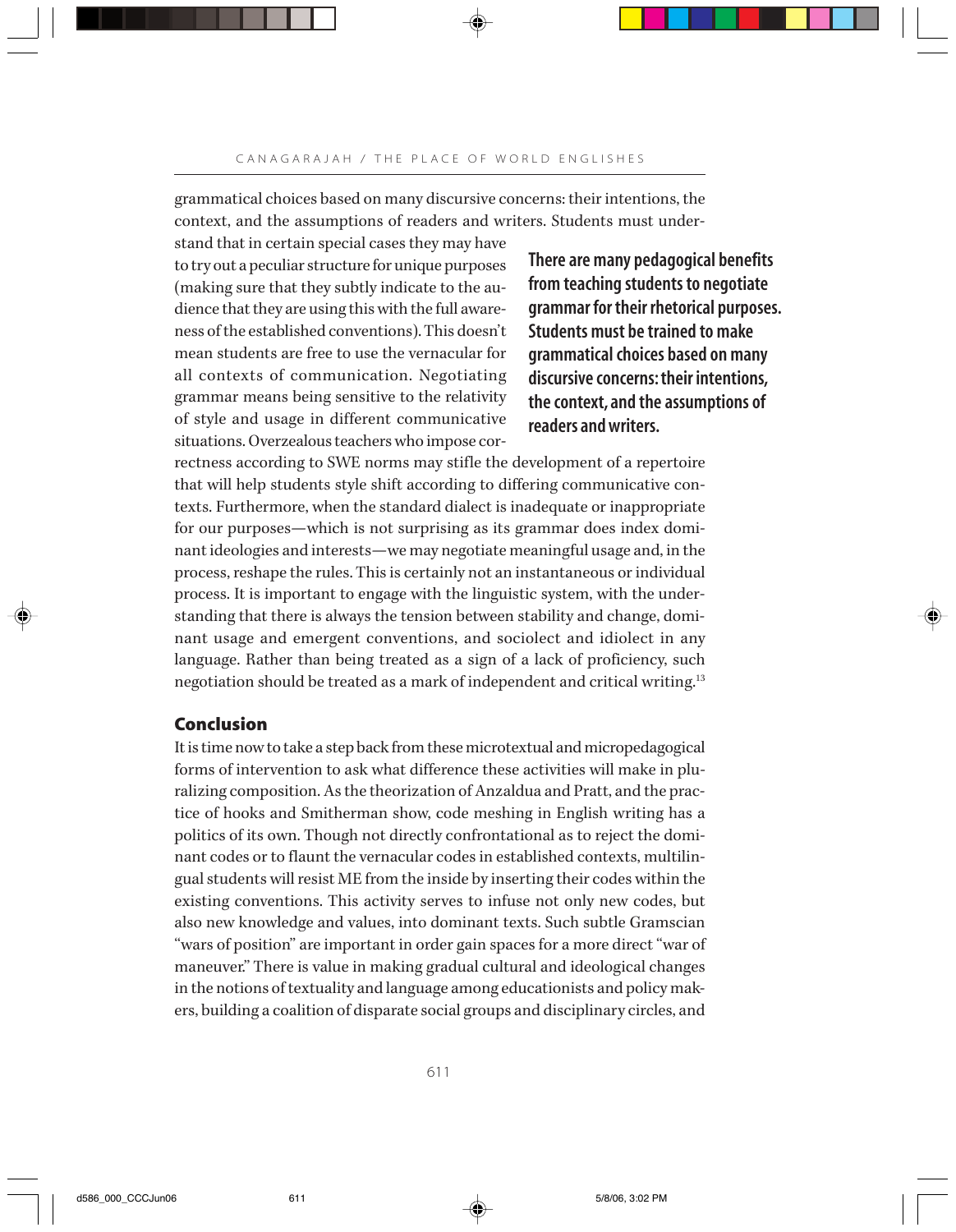grammatical choices based on many discursive concerns: their intentions, the context, and the assumptions of readers and writers. Students must understand that in certain special cases they may have to try out a peculiar structure for unique purposes (making sure that they subtly indicate to the audience that they are using this with the full awareness of the established conventions). This doesn't mean students are free to use the vernacular for all contexts of communication. Negotiating grammar means being sensitive to the relativity of style and usage in different communicative situations. Overzealous teachers who impose correctness according to SWE norms may stifle the development of a repertoire that will help students style shift according to differing communicative contexts. Furthermore, when the standard dialect is inadequate or inappropriate for our purposes—which is not surprising as its grammar does index dominant ideologies and interests—we may negotiate meaningful usage and, in the process, reshape the rules. This is certainly not an instantaneous or individual process. It is important to engage with the linguistic system, with the understanding that there is always the tension between stability and change, dominant usage and emergent conventions, and sociolect and idiolect in any language. Rather than being treated as a sign of a lack of proficiency, such negotiation should be treated as a mark of independent and critical writing.[13]

**There are many pedagogical benefits from teaching students to negotiate grammar for their rhetorical purposes. Students must be trained to make grammatical choices based on many discursive concerns: their intentions, the context, and the assumptions of readers and writers.**

## Conclusion

It is time now to take a step back from these microtextual and micropedagogical forms of intervention to ask what difference these activities will make in pluralizing composition. As the theorization of Anzaldua and Pratt, and the practice of hooks and Smitherman show, code meshing in English writing has a politics of its own. Though not directly confrontational as to reject the dominant codes or to flaunt the vernacular codes in established contexts, multilingual students will resist ME from the inside by inserting their codes within the existing conventions. This activity serves to infuse not only new codes, but also new knowledge and values, into dominant texts. Such subtle Gramscian "wars of position" are important in order gain spaces for a more direct "war of maneuver." There is value in making gradual cultural and ideological changes in the notions of textuality and language among educationists and policy makers, building a coalition of disparate social groups and disciplinary circles, and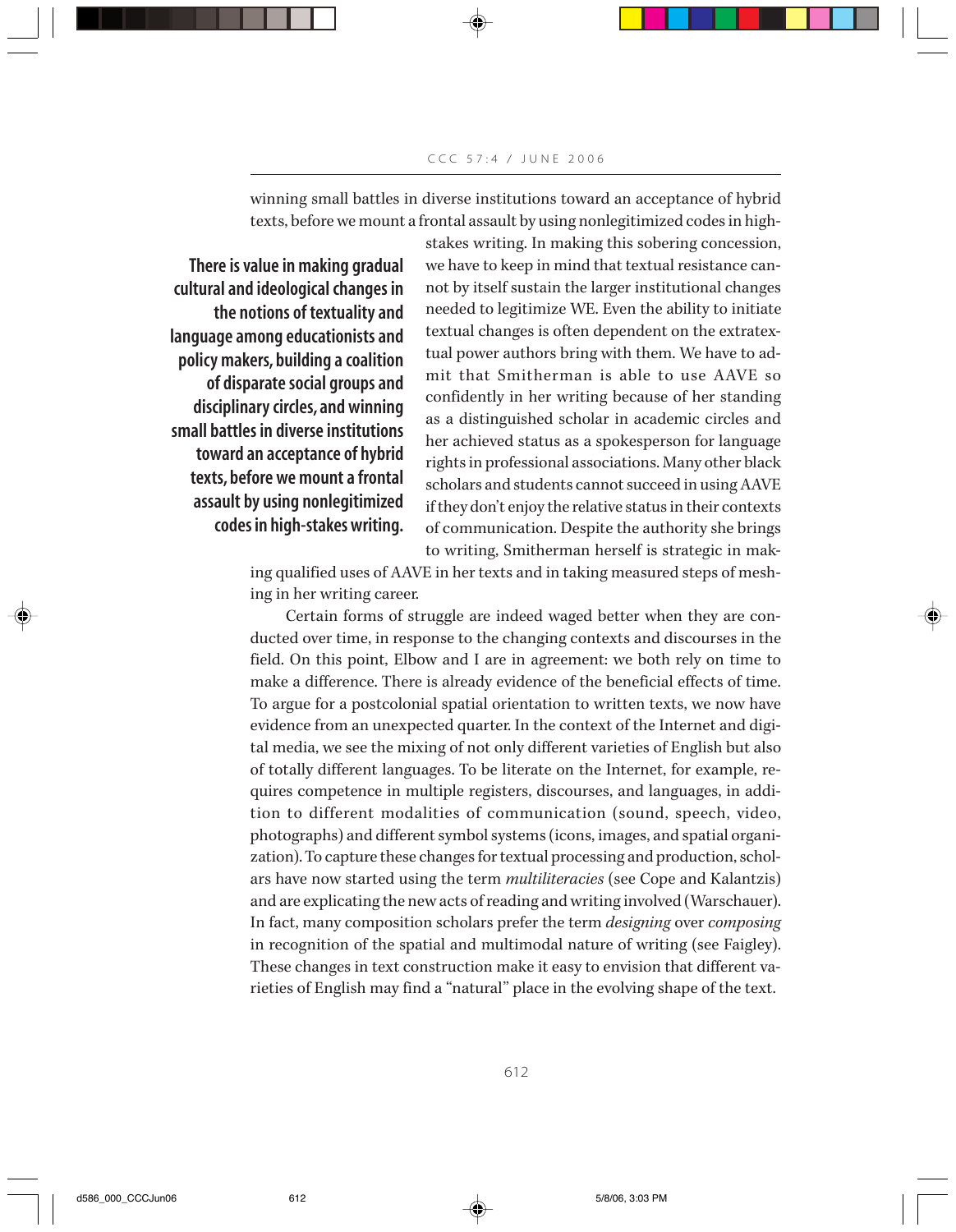winning small battles in diverse institutions toward an acceptance of hybrid texts, before we mount a frontal assault by using nonlegitimized codes in high-stakes writing. In making this sobering concession, we have to keep in mind that textual resistance cannot by itself sustain the larger institutional changes needed to legitimize WE. Even the ability to initiate textual changes is often dependent on the extratextual power authors bring with them. We have to admit that Smitherman is able to use AAVE so confidently in her writing because of her standing as a distinguished scholar in academic circles and her achieved status as a spokesperson for language rights in professional associations. Many other black scholars and students cannot succeed in using AAVE if they don't enjoy the relative status in their contexts of communication. Despite the authority she brings to writing, Smitherman herself is strategic in making qualified uses of AAVE in her texts and in taking measured steps of meshing in her writing career.

> **There is value in making gradual cultural and ideological changes in the notions of textuality and language among educationists and policy makers, building a coalition of disparate social groups and disciplinary circles, and winning small battles in diverse institutions toward an acceptance of hybrid texts, before we mount a frontal assault by using nonlegitimized codes in high-stakes writing.**

Certain forms of struggle are indeed waged better when they are conducted over time, in response to the changing contexts and discourses in the field. On this point, Elbow and I are in agreement: we both rely on time to make a difference. There is already evidence of the beneficial effects of time. To argue for a postcolonial spatial orientation to written texts, we now have evidence from an unexpected quarter. In the context of the Internet and digital media, we see the mixing of not only different varieties of English but also of totally different languages. To be literate on the Internet, for example, requires competence in multiple registers, discourses, and languages, in addition to different modalities of communication (sound, speech, video, photographs) and different symbol systems (icons, images, and spatial organization). To capture these changes for textual processing and production, scholars have now started using the term *multiliteracies* (see Cope and Kalantzis) and are explicating the new acts of reading and writing involved (Warschauer). In fact, many composition scholars prefer the term *designing* over *composing* in recognition of the spatial and multimodal nature of writing (see Faigley). These changes in text construction make it easy to envision that different varieties of English may find a "natural" place in the evolving shape of the text.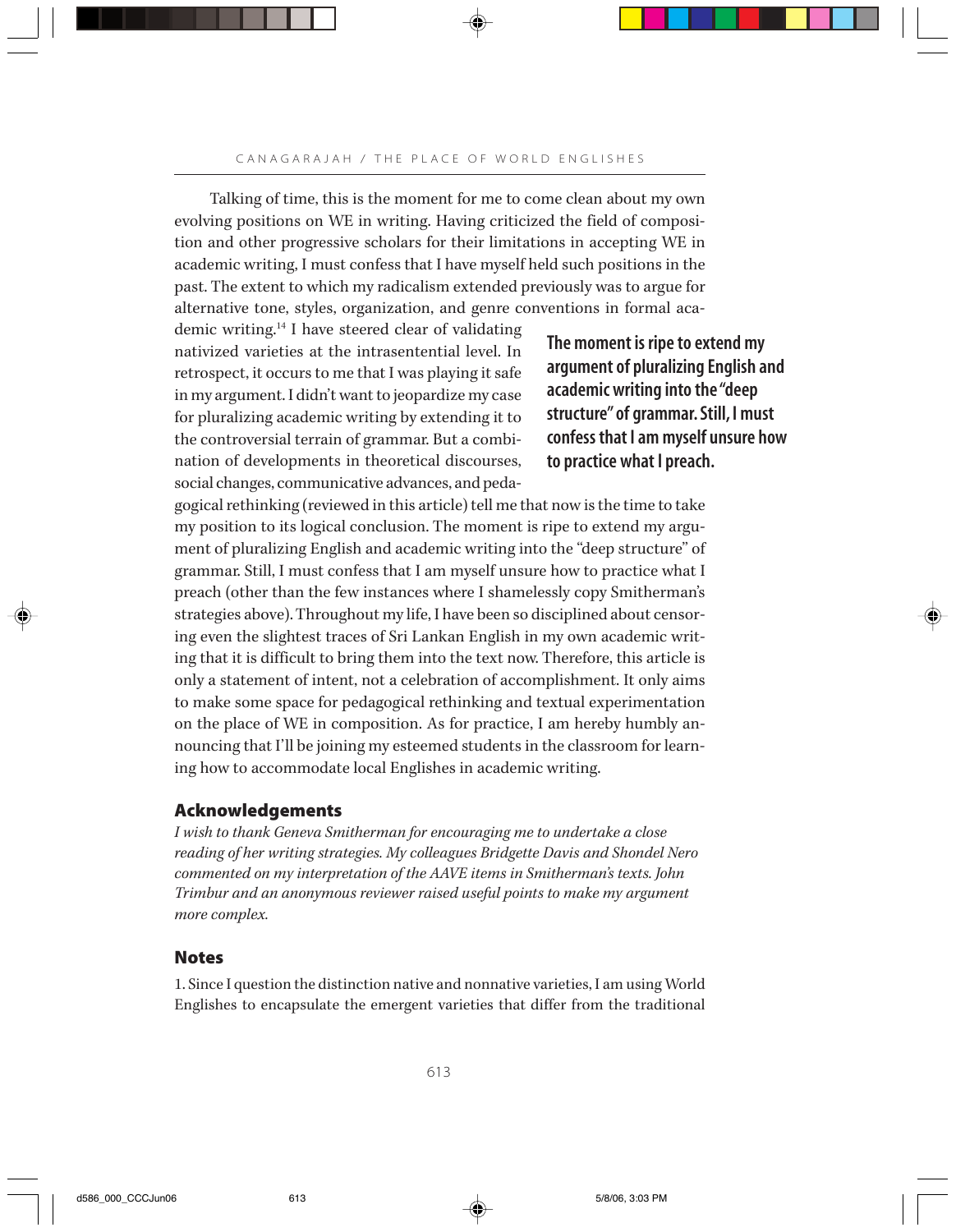Talking of time, this is the moment for me to come clean about my own evolving positions on WE in writing. Having criticized the field of composition and other progressive scholars for their limitations in accepting WE in academic writing, I must confess that I have myself held such positions in the past. The extent to which my radicalism extended previously was to argue for alternative tone, styles, organization, and genre conventions in formal academic writing.[14] I have steered clear of validating nativized varieties at the intrasentential level. In retrospect, it occurs to me that I was playing it safe in my argument. I didn't want to jeopardize my case for pluralizing academic writing by extending it to the controversial terrain of grammar. But a combination of developments in theoretical discourses, social changes, communicative advances, and pedagogical rethinking (reviewed in this article) tell me that now is the time to take my position to its logical conclusion. The moment is ripe to extend my argument of pluralizing English and academic writing into the "deep structure" of grammar. Still, I must confess that I am myself unsure how to practice what I preach (other than the few instances where I shamelessly copy Smitherman's strategies above). Throughout my life, I have been so disciplined about censoring even the slightest traces of Sri Lankan English in my own academic writing that it is difficult to bring them into the text now. Therefore, this article is only a statement of intent, not a celebration of accomplishment. It only aims to make some space for pedagogical rethinking and textual experimentation on the place of WE in composition. As for practice, I am hereby humbly announcing that I'll be joining my esteemed students in the classroom for learning how to accommodate local Englishes in academic writing.

**The moment is ripe to extend my argument of pluralizing English and academic writing into the "deep structure" of grammar. Still, I must confess that I am myself unsure how to practice what I preach.**

## Acknowledgements

*I wish to thank Geneva Smitherman for encouraging me to undertake a close reading of her writing strategies. My colleagues Bridgette Davis and Shondel Nero commented on my interpretation of the AAVE items in Smitherman's texts. John Trimbur and an anonymous reviewer raised useful points to make my argument more complex.*

## Notes

1. Since I question the distinction native and nonnative varieties, I am using World Englishes to encapsulate the emergent varieties that differ from the traditional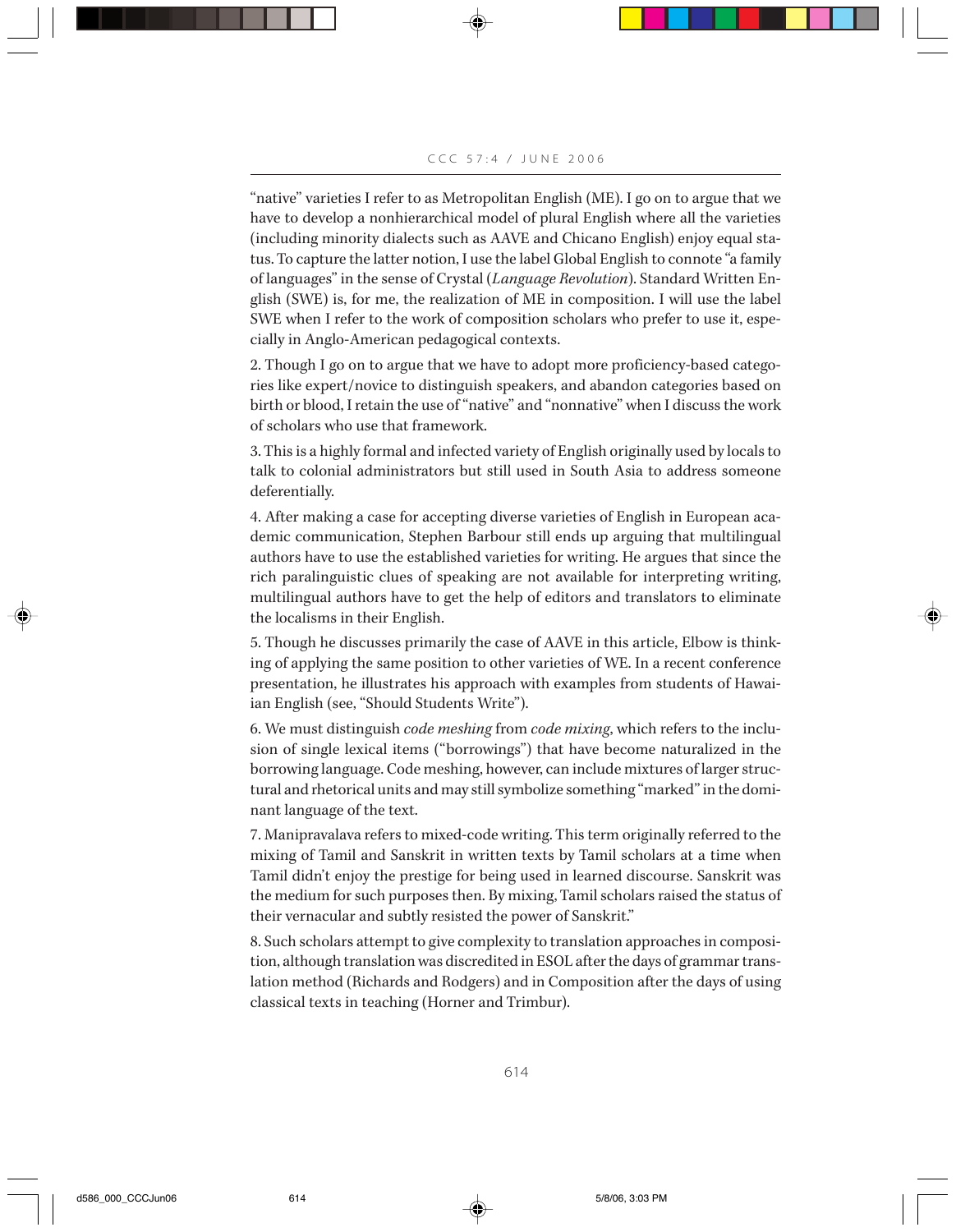"native" varieties I refer to as Metropolitan English (ME). I go on to argue that we have to develop a nonhierarchical model of plural English where all the varieties (including minority dialects such as AAVE and Chicano English) enjoy equal status. To capture the latter notion, I use the label Global English to connote "a family of languages" in the sense of Crystal (*Language Revolution*). Standard Written English (SWE) is, for me, the realization of ME in composition. I will use the label SWE when I refer to the work of composition scholars who prefer to use it, especially in Anglo-American pedagogical contexts.

2. Though I go on to argue that we have to adopt more proficiency-based categories like expert/novice to distinguish speakers, and abandon categories based on birth or blood, I retain the use of "native" and "nonnative" when I discuss the work of scholars who use that framework.

3. This is a highly formal and infected variety of English originally used by locals to talk to colonial administrators but still used in South Asia to address someone deferentially.

4. After making a case for accepting diverse varieties of English in European academic communication, Stephen Barbour still ends up arguing that multilingual authors have to use the established varieties for writing. He argues that since the rich paralinguistic clues of speaking are not available for interpreting writing, multilingual authors have to get the help of editors and translators to eliminate the localisms in their English.

5. Though he discusses primarily the case of AAVE in this article, Elbow is thinking of applying the same position to other varieties of WE. In a recent conference presentation, he illustrates his approach with examples from students of Hawaiian English (see, "Should Students Write").

6. We must distinguish *code meshing* from *code mixing*, which refers to the inclusion of single lexical items ("borrowings") that have become naturalized in the borrowing language. Code meshing, however, can include mixtures of larger structural and rhetorical units and may still symbolize something "marked" in the dominant language of the text.

7. Manipravalava refers to mixed-code writing. This term originally referred to the mixing of Tamil and Sanskrit in written texts by Tamil scholars at a time when Tamil didn't enjoy the prestige for being used in learned discourse. Sanskrit was the medium for such purposes then. By mixing, Tamil scholars raised the status of their vernacular and subtly resisted the power of Sanskrit."

8. Such scholars attempt to give complexity to translation approaches in composition, although translation was discredited in ESOL after the days of grammar translation method (Richards and Rodgers) and in Composition after the days of using classical texts in teaching (Horner and Trimbur).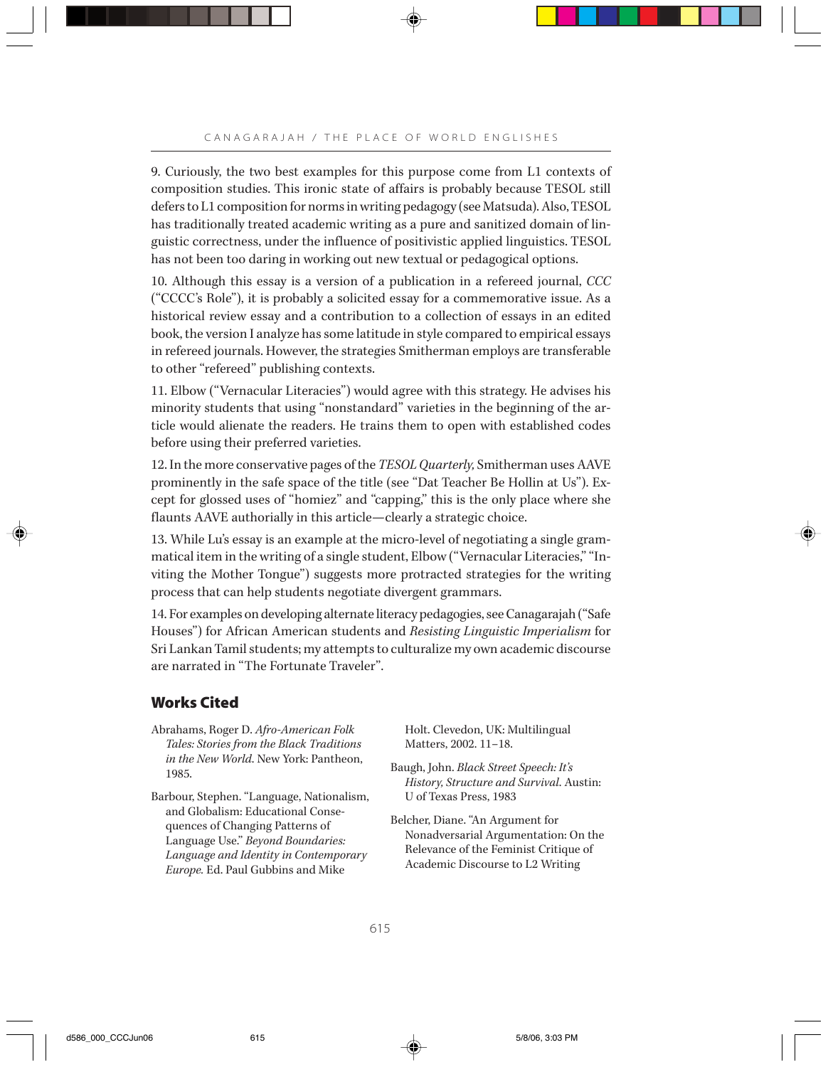9. Curiously, the two best examples for this purpose come from L1 contexts of composition studies. This ironic state of affairs is probably because TESOL still defers to L1 composition for norms in writing pedagogy (see Matsuda). Also, TESOL has traditionally treated academic writing as a pure and sanitized domain of linguistic correctness, under the influence of positivistic applied linguistics. TESOL has not been too daring in working out new textual or pedagogical options.

10. Although this essay is a version of a publication in a refereed journal, *CCC* ("CCCC's Role"), it is probably a solicited essay for a commemorative issue. As a historical review essay and a contribution to a collection of essays in an edited book, the version I analyze has some latitude in style compared to empirical essays in refereed journals. However, the strategies Smitherman employs are transferable to other "refereed" publishing contexts.

11. Elbow ("Vernacular Literacies") would agree with this strategy. He advises his minority students that using "nonstandard" varieties in the beginning of the article would alienate the readers. He trains them to open with established codes before using their preferred varieties.

12. In the more conservative pages of the *TESOL Quarterly,* Smitherman uses AAVE prominently in the safe space of the title (see "Dat Teacher Be Hollin at Us"). Except for glossed uses of "homiez" and "capping," this is the only place where she flaunts AAVE authorially in this article—clearly a strategic choice.

13. While Lu's essay is an example at the micro-level of negotiating a single grammatical item in the writing of a single student, Elbow ("Vernacular Literacies," "Inviting the Mother Tongue") suggests more protracted strategies for the writing process that can help students negotiate divergent grammars.

14. For examples on developing alternate literacy pedagogies, see Canagarajah ("Safe Houses") for African American students and *Resisting Linguistic Imperialism* for Sri Lankan Tamil students; my attempts to culturalize my own academic discourse are narrated in "The Fortunate Traveler".

## Works Cited

Abrahams, Roger D. *Afro-American Folk Tales: Stories from the Black Traditions in the New World*. New York: Pantheon, 1985.

Barbour, Stephen. "Language, Nationalism, and Globalism: Educational Consequences of Changing Patterns of Language Use." *Beyond Boundaries: Language and Identity in Contemporary Europe*. Ed. Paul Gubbins and Mike Holt. Clevedon, UK: Multilingual Matters, 2002. 11–18.

Baugh, John. *Black Street Speech: It's History, Structure and Survival.* Austin: U of Texas Press, 1983

Belcher, Diane. "An Argument for Nonadversarial Argumentation: On the Relevance of the Feminist Critique of Academic Discourse to L2 Writing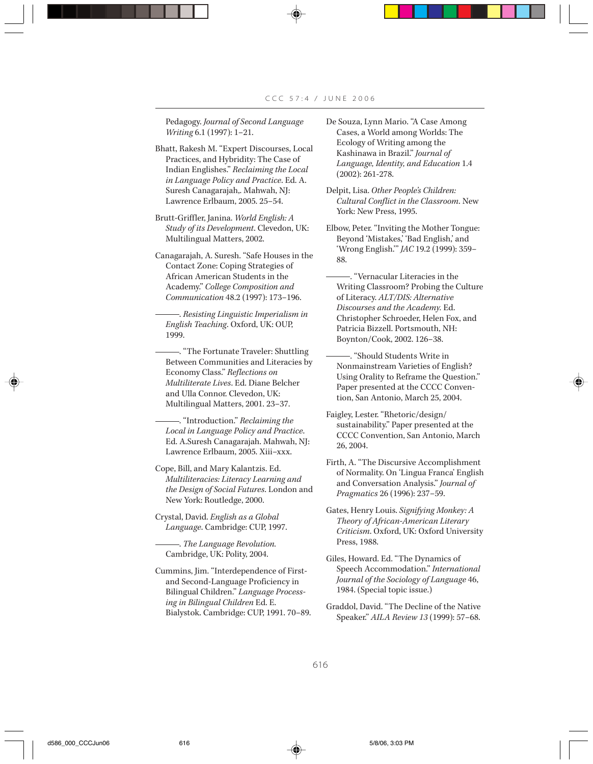Pedagogy. *Journal of Second Language Writing* 6.1 (1997): 1–21.

Bhatt, Rakesh M. "Expert Discourses, Local Practices, and Hybridity: The Case of Indian Englishes." *Reclaiming the Local in Language Policy and Practice*. Ed. A. Suresh Canagarajah,. Mahwah, NJ: Lawrence Erlbaum, 2005. 25–54.

Brutt-Griffler, Janina. *World English: A Study of its Development*. Clevedon, UK: Multilingual Matters, 2002.

Canagarajah, A. Suresh. "Safe Houses in the Contact Zone: Coping Strategies of African American Students in the Academy." *College Composition and Communication* 48.2 (1997): 173–196.

———. *Resisting Linguistic Imperialism in English Teaching*. Oxford, UK: OUP, 1999.

———. "The Fortunate Traveler: Shuttling Between Communities and Literacies by Economy Class." *Reflections on Multiliterate Lives*. Ed. Diane Belcher and Ulla Connor. Clevedon, UK: Multilingual Matters, 2001. 23–37.

———. "Introduction." *Reclaiming the Local in Language Policy and Practice*. Ed. A.Suresh Canagarajah. Mahwah, NJ: Lawrence Erlbaum, 2005. Xiii–xxx.

Cope, Bill, and Mary Kalantzis. Ed. *Multiliteracies: Literacy Learning and the Design of Social Futures*. London and New York: Routledge, 2000.

Crystal, David. *English as a Global Language*. Cambridge: CUP, 1997.

———. *The Language Revolution*. Cambridge, UK: Polity, 2004.

Cummins, Jim. "Interdependence of First- and Second-Language Proficiency in Bilingual Children." *Language Processing in Bilingual Children* Ed. E. Bialystok. Cambridge: CUP, 1991. 70–89.

De Souza, Lynn Mario. "A Case Among Cases, a World among Worlds: The Ecology of Writing among the Kashinawa in Brazil." *Journal of Language, Identity, and Education* 1.4 (2002): 261-278.

Delpit, Lisa. *Other People's Children: Cultural Conflict in the Classroom*. New York: New Press, 1995.

Elbow, Peter. "Inviting the Mother Tongue: Beyond 'Mistakes,' 'Bad English,' and 'Wrong English.'" *JAC* 19.2 (1999): 359–88.

———. "Vernacular Literacies in the Writing Classroom? Probing the Culture of Literacy. *ALT/DIS: Alternative Discourses and the Academy*. Ed. Christopher Schroeder, Helen Fox, and Patricia Bizzell. Portsmouth, NH: Boynton/Cook, 2002. 126–38.

———. "Should Students Write in Nonmainstream Varieties of English? Using Orality to Reframe the Question." Paper presented at the CCCC Convention, San Antonio, March 25, 2004.

Faigley, Lester. "Rhetoric/design/sustainability." Paper presented at the CCCC Convention, San Antonio, March 26, 2004.

Firth, A. "The Discursive Accomplishment of Normality. On 'Lingua Franca' English and Conversation Analysis." *Journal of Pragmatics* 26 (1996): 237–59.

Gates, Henry Louis. *Signifying Monkey: A Theory of African-American Literary Criticism*. Oxford, UK: Oxford University Press, 1988.

Giles, Howard. Ed. "The Dynamics of Speech Accommodation." *International Journal of the Sociology of Language* 46, 1984. (Special topic issue.)

Graddol, David. "The Decline of the Native Speaker." *AILA Review 13* (1999): 57–68.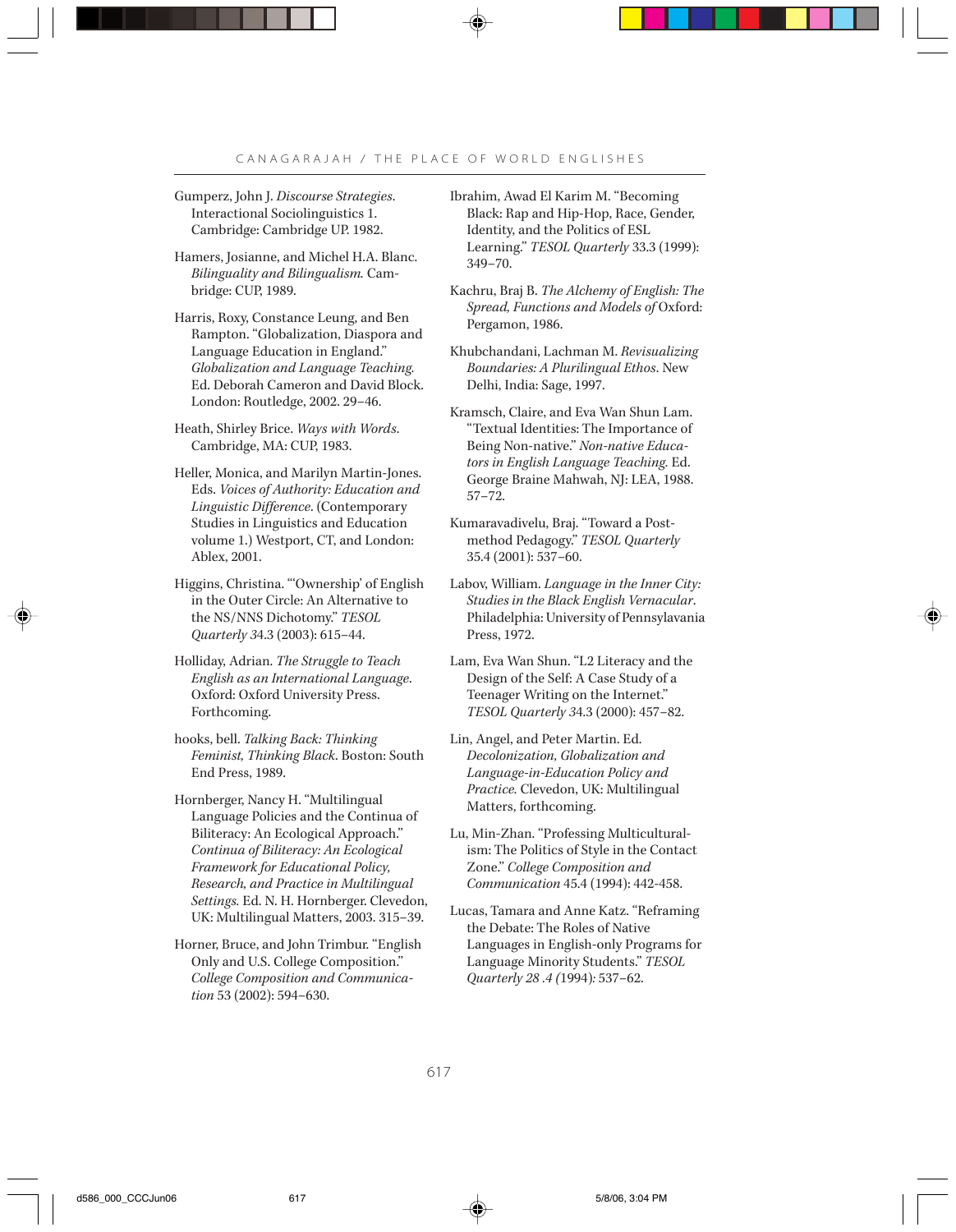Gumperz, John J. *Discourse Strategies*. Interactional Sociolinguistics 1. Cambridge: Cambridge UP. 1982.

Hamers, Josianne, and Michel H.A. Blanc. *Bilinguality and Bilingualism*. Cambridge: CUP, 1989.

Harris, Roxy, Constance Leung, and Ben Rampton. "Globalization, Diaspora and Language Education in England." *Globalization and Language Teaching*. Ed. Deborah Cameron and David Block. London: Routledge, 2002. 29–46.

Heath, Shirley Brice. *Ways with Words*. Cambridge, MA: CUP, 1983.

Heller, Monica, and Marilyn Martin-Jones. Eds. *Voices of Authority: Education and Linguistic Difference*. (Contemporary Studies in Linguistics and Education volume 1.) Westport, CT, and London: Ablex, 2001.

Higgins, Christina. "'Ownership' of English in the Outer Circle: An Alternative to the NS/NNS Dichotomy." *TESOL Quarterly* 34.3 (2003): 615–44.

Holliday, Adrian. *The Struggle to Teach English as an International Language*. Oxford: Oxford University Press. Forthcoming.

hooks, bell. *Talking Back: Thinking Feminist, Thinking Black*. Boston: South End Press, 1989.

Hornberger, Nancy H. "Multilingual Language Policies and the Continua of Biliteracy: An Ecological Approach." *Continua of Biliteracy: An Ecological Framework for Educational Policy, Research, and Practice in Multilingual Settings*. Ed. N. H. Hornberger. Clevedon, UK: Multilingual Matters, 2003. 315–39.

Horner, Bruce, and John Trimbur. "English Only and U.S. College Composition." *College Composition and Communication* 53 (2002): 594–630.

Ibrahim, Awad El Karim M. "Becoming Black: Rap and Hip-Hop, Race, Gender, Identity, and the Politics of ESL Learning." *TESOL Quarterly* 33.3 (1999): 349–70.

Kachru, Braj B. *The Alchemy of English: The Spread, Functions and Models of* Oxford: Pergamon, 1986.

Khubchandani, Lachman M. *Revisualizing Boundaries: A Plurilingual Ethos*. New Delhi, India: Sage, 1997.

Kramsch, Claire, and Eva Wan Shun Lam. "Textual Identities: The Importance of Being Non-native." *Non-native Educators in English Language Teaching*. Ed. George Braine Mahwah, NJ: LEA, 1988. 57–72.

Kumaravadivelu, Braj. "Toward a Post-method Pedagogy." *TESOL Quarterly* 35.4 (2001): 537–60.

Labov, William. *Language in the Inner City: Studies in the Black English Vernacular*. Philadelphia: University of Pennsylavania Press, 1972.

Lam, Eva Wan Shun. "L2 Literacy and the Design of the Self: A Case Study of a Teenager Writing on the Internet." *TESOL Quarterly* 34.3 (2000): 457–82.

Lin, Angel, and Peter Martin. Ed. *Decolonization, Globalization and Language-in-Education Policy and Practice*. Clevedon, UK: Multilingual Matters, forthcoming.

Lu, Min-Zhan. "Professing Multiculturalism: The Politics of Style in the Contact Zone." *College Composition and Communication* 45.4 (1994): 442-458.

Lucas, Tamara and Anne Katz. "Reframing the Debate: The Roles of Native Languages in English-only Programs for Language Minority Students." *TESOL Quarterly 28 .4 (*1994)*:* 537–62.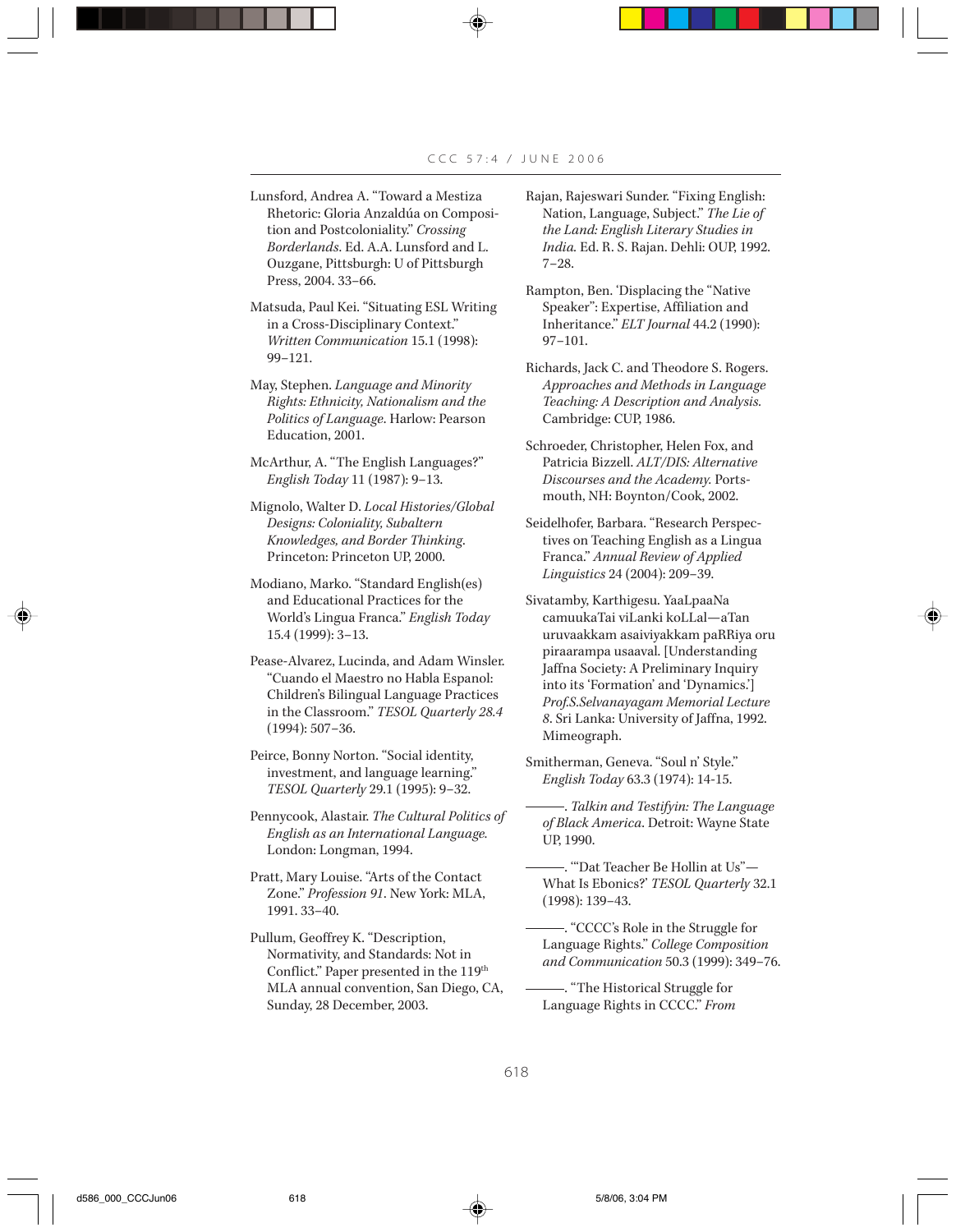Lunsford, Andrea A. “Toward a Mestiza Rhetoric: Gloria Anzaldúa on Composition and Postcoloniality.” *Crossing Borderlands*. Ed. A.A. Lunsford and L. Ouzgane, Pittsburgh: U of Pittsburgh Press, 2004. 33–66.

Matsuda, Paul Kei. “Situating ESL Writing in a Cross-Disciplinary Context.” *Written Communication* 15.1 (1998): 99–121.

May, Stephen. *Language and Minority Rights: Ethnicity, Nationalism and the Politics of Language*. Harlow: Pearson Education, 2001.

McArthur, A. “The English Languages?” *English Today* 11 (1987): 9–13.

Mignolo, Walter D. *Local Histories/Global Designs: Coloniality, Subaltern Knowledges, and Border Thinking*. Princeton: Princeton UP, 2000.

Modiano, Marko. “Standard English(es) and Educational Practices for the World’s Lingua Franca.” *English Today* 15.4 (1999): 3–13.

Pease-Alvarez, Lucinda, and Adam Winsler. “Cuando el Maestro no Habla Espanol: Children’s Bilingual Language Practices in the Classroom.” *TESOL Quarterly 28.4* (1994): 507–36.

Peirce, Bonny Norton. “Social identity, investment, and language learning.” *TESOL Quarterly* 29.1 (1995): 9–32.

Pennycook, Alastair. *The Cultural Politics of English as an International Language*. London: Longman, 1994.

Pratt, Mary Louise. “Arts of the Contact Zone.” *Profession 91*. New York: MLA, 1991. 33–40.

Pullum, Geoffrey K. “Description, Normativity, and Standards: Not in Conflict.” Paper presented in the 119th MLA annual convention, San Diego, CA, Sunday, 28 December, 2003.

Rajan, Rajeswari Sunder. “Fixing English: Nation, Language, Subject.” *The Lie of the Land: English Literary Studies in India*. Ed. R. S. Rajan. Dehli: OUP, 1992. 7–28.

Rampton, Ben. ‘Displacing the “Native Speaker”: Expertise, Affiliation and Inheritance.” *ELT Journal* 44.2 (1990): 97–101.

Richards, Jack C. and Theodore S. Rogers. *Approaches and Methods in Language Teaching: A Description and Analysis*. Cambridge: CUP, 1986.

Schroeder, Christopher, Helen Fox, and Patricia Bizzell. *ALT/DIS: Alternative Discourses and the Academy*. Portsmouth, NH: Boynton/Cook, 2002.

Seidelhofer, Barbara. “Research Perspectives on Teaching English as a Lingua Franca.” *Annual Review of Applied Linguistics* 24 (2004): 209–39.

Sivatamby, Karthigesu. YaaLpaaNa camuukaTai viLanki koLLal—aTan uruvaakkam asaiviyakkam paRRiya oru piraarampa usaaval. [Understanding Jaffna Society: A Preliminary Inquiry into its ‘Formation’ and ‘Dynamics.’] *Prof.S.Selvanayagam Memorial Lecture 8*. Sri Lanka: University of Jaffna, 1992. Mimeograph.

Smitherman, Geneva. “Soul n’ Style.” *English Today* 63.3 (1974): 14-15.

———. *Talkin and Testifyin: The Language of Black America*. Detroit: Wayne State UP, 1990.

———. ‘“Dat Teacher Be Hollin at Us”—What Is Ebonics?’ *TESOL Quarterly* 32.1 (1998): 139–43.

———. “CCCC’s Role in the Struggle for Language Rights.” *College Composition and Communication* 50.3 (1999): 349–76.

———. “The Historical Struggle for Language Rights in CCCC.” *From*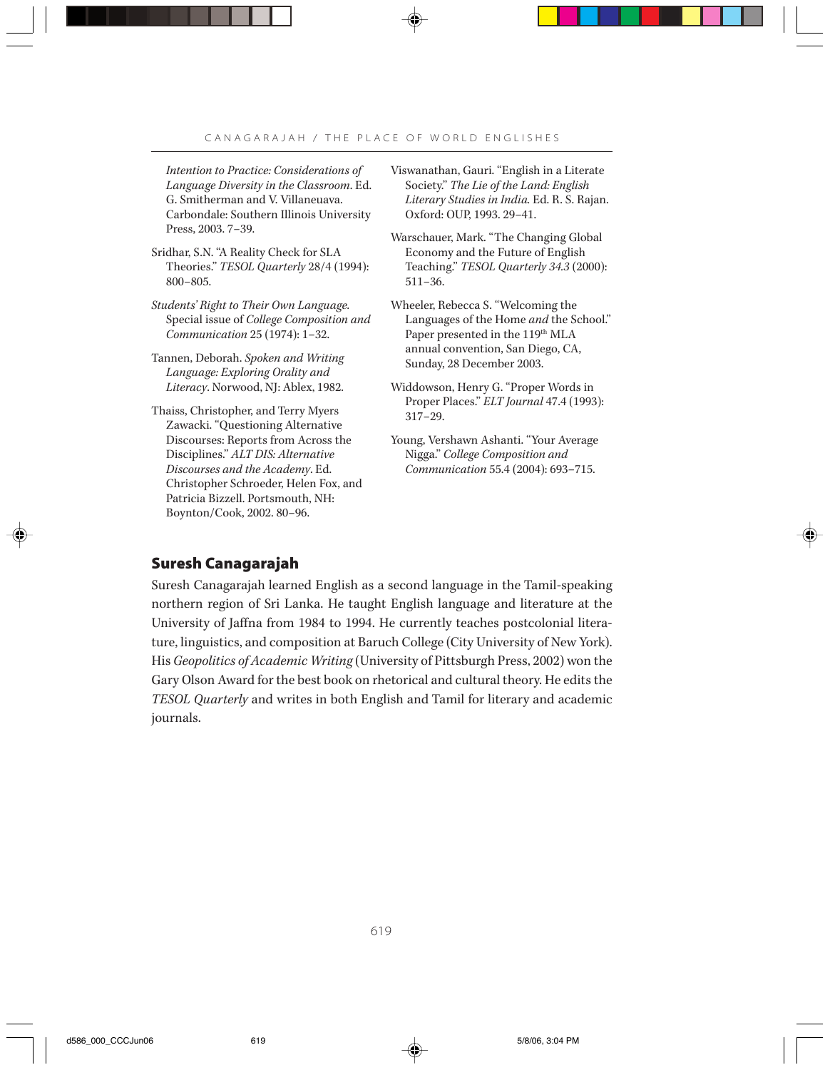*Intention to Practice: Considerations of Language Diversity in the Classroom*. Ed. G. Smitherman and V. Villaneuava. Carbondale: Southern Illinois University Press, 2003. 7–39.

Sridhar, S.N. "A Reality Check for SLA Theories." *TESOL Quarterly* 28/4 (1994): 800–805.

*Students' Right to Their Own Language.* Special issue of *College Composition and Communication* 25 (1974): 1–32.

Tannen, Deborah. *Spoken and Writing Language: Exploring Orality and Literacy*. Norwood, NJ: Ablex, 1982.

Thaiss, Christopher, and Terry Myers Zawacki. "Questioning Alternative Discourses: Reports from Across the Disciplines." *ALT DIS: Alternative Discourses and the Academy*. Ed. Christopher Schroeder, Helen Fox, and Patricia Bizzell. Portsmouth, NH: Boynton/Cook, 2002. 80–96.

Viswanathan, Gauri. "English in a Literate Society." *The Lie of the Land: English Literary Studies in India.* Ed. R. S. Rajan. Oxford: OUP, 1993. 29–41.

Warschauer, Mark. "The Changing Global Economy and the Future of English Teaching." *TESOL Quarterly 34.3* (2000): 511–36.

Wheeler, Rebecca S. "Welcoming the Languages of the Home *and* the School." Paper presented in the 119th MLA annual convention, San Diego, CA, Sunday, 28 December 2003.

Widdowson, Henry G. "Proper Words in Proper Places." *ELT Journal* 47.4 (1993): 317–29.

Young, Vershawn Ashanti. "Your Average Nigga." *College Composition and Communication* 55.4 (2004): 693–715.

## Suresh Canagarajah

Suresh Canagarajah learned English as a second language in the Tamil-speaking northern region of Sri Lanka. He taught English language and literature at the University of Jaffna from 1984 to 1994. He currently teaches postcolonial literature, linguistics, and composition at Baruch College (City University of New York). His *Geopolitics of Academic Writing* (University of Pittsburgh Press, 2002) won the Gary Olson Award for the best book on rhetorical and cultural theory. He edits the *TESOL Quarterly* and writes in both English and Tamil for literary and academic journals.